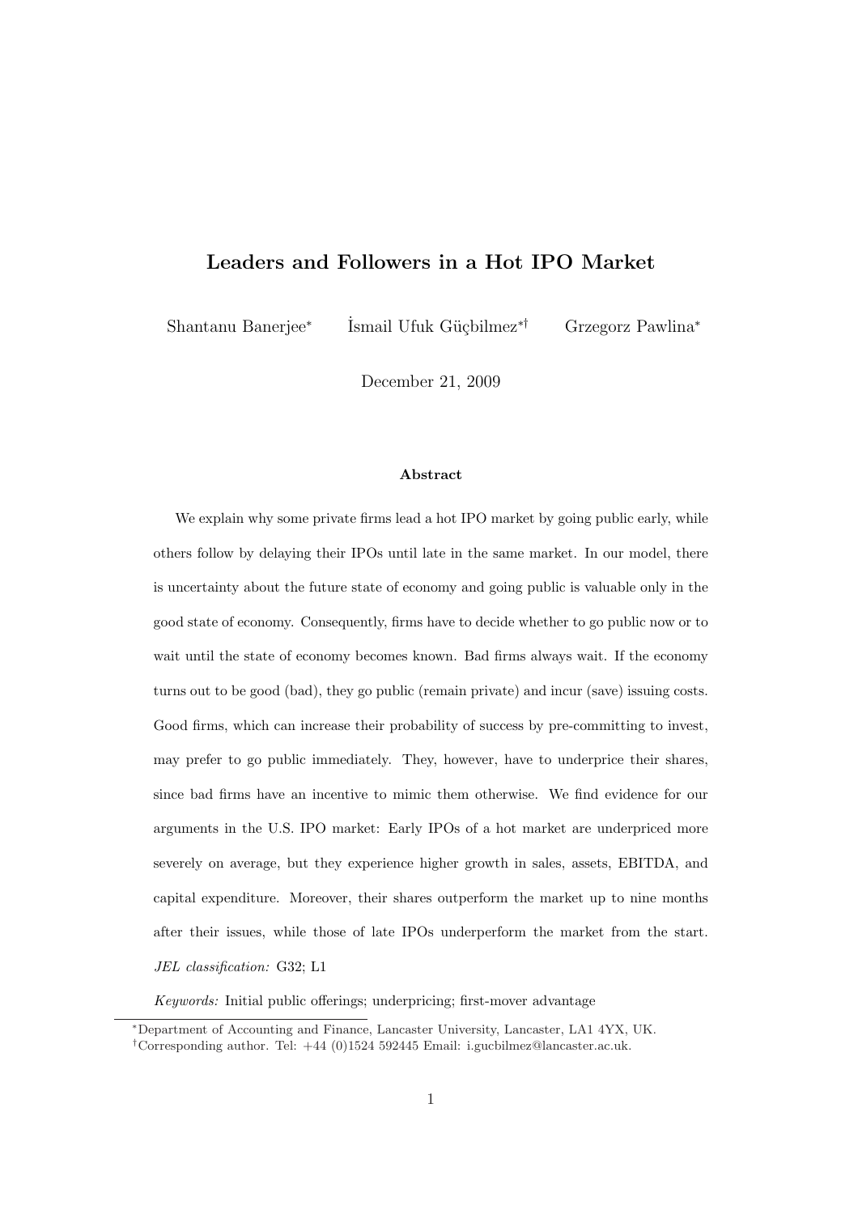# Leaders and Followers in a Hot IPO Market

Shantanu Banerjee[*] İsmail Ufuk Güçbilmez[*†] Grzegorz Pawlina[*]

December 21, 2009

### Abstract

We explain why some private firms lead a hot IPO market by going public early, while others follow by delaying their IPOs until late in the same market. In our model, there is uncertainty about the future state of economy and going public is valuable only in the good state of economy. Consequently, firms have to decide whether to go public now or to wait until the state of economy becomes known. Bad firms always wait. If the economy turns out to be good (bad), they go public (remain private) and incur (save) issuing costs. Good firms, which can increase their probability of success by pre-committing to invest, may prefer to go public immediately. They, however, have to underprice their shares, since bad firms have an incentive to mimic them otherwise. We find evidence for our arguments in the U.S. IPO market: Early IPOs of a hot market are underpriced more severely on average, but they experience higher growth in sales, assets, EBITDA, and capital expenditure. Moreover, their shares outperform the market up to nine months after their issues, while those of late IPOs underperform the market from the start.

*JEL classification:* G32; L1

*Keywords:* Initial public offerings; underpricing; first-mover advantage

[*]Department of Accounting and Finance, Lancaster University, Lancaster, LA1 4YX, UK.

[†]Corresponding author. Tel: +44 (0)1524 592445 Email: i.gucbilmez@lancaster.ac.uk.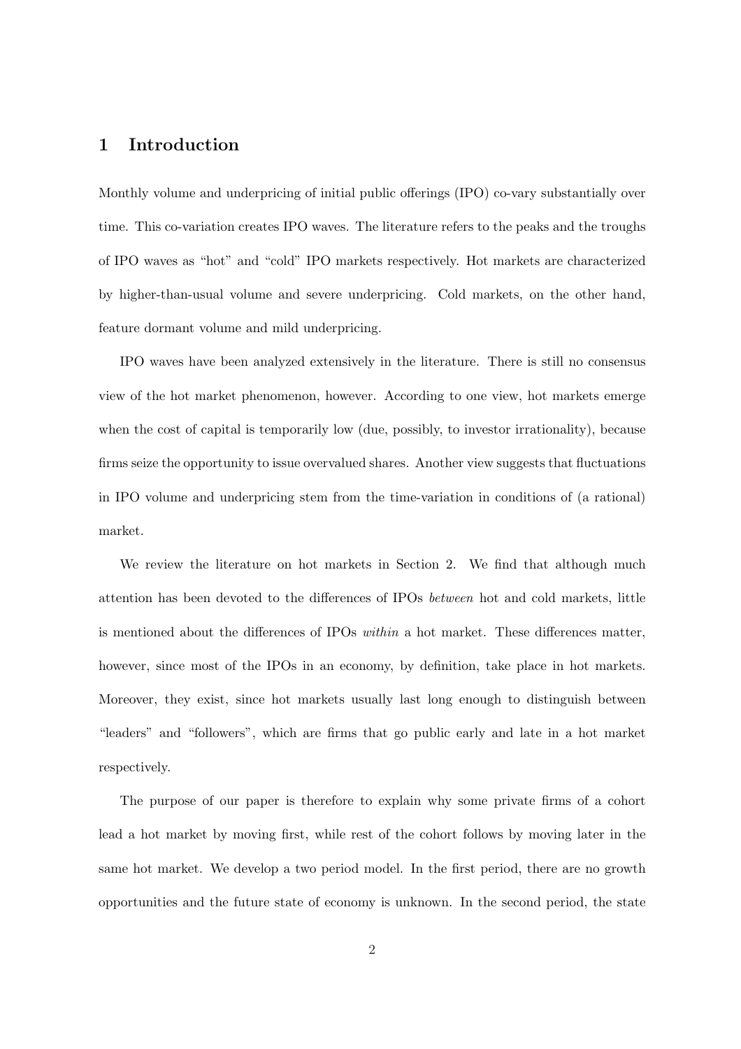## 1 Introduction

Monthly volume and underpricing of initial public offerings (IPO) co-vary substantially over time. This co-variation creates IPO waves. The literature refers to the peaks and the troughs of IPO waves as "hot" and "cold" IPO markets respectively. Hot markets are characterized by higher-than-usual volume and severe underpricing. Cold markets, on the other hand, feature dormant volume and mild underpricing.

IPO waves have been analyzed extensively in the literature. There is still no consensus view of the hot market phenomenon, however. According to one view, hot markets emerge when the cost of capital is temporarily low (due, possibly, to investor irrationality), because firms seize the opportunity to issue overvalued shares. Another view suggests that fluctuations in IPO volume and underpricing stem from the time-variation in conditions of (a rational) market.

We review the literature on hot markets in Section 2. We find that although much attention has been devoted to the differences of IPOs *between* hot and cold markets, little is mentioned about the differences of IPOs *within* a hot market. These differences matter, however, since most of the IPOs in an economy, by definition, take place in hot markets. Moreover, they exist, since hot markets usually last long enough to distinguish between "leaders" and "followers", which are firms that go public early and late in a hot market respectively.

The purpose of our paper is therefore to explain why some private firms of a cohort lead a hot market by moving first, while rest of the cohort follows by moving later in the same hot market. We develop a two period model. In the first period, there are no growth opportunities and the future state of economy is unknown. In the second period, the state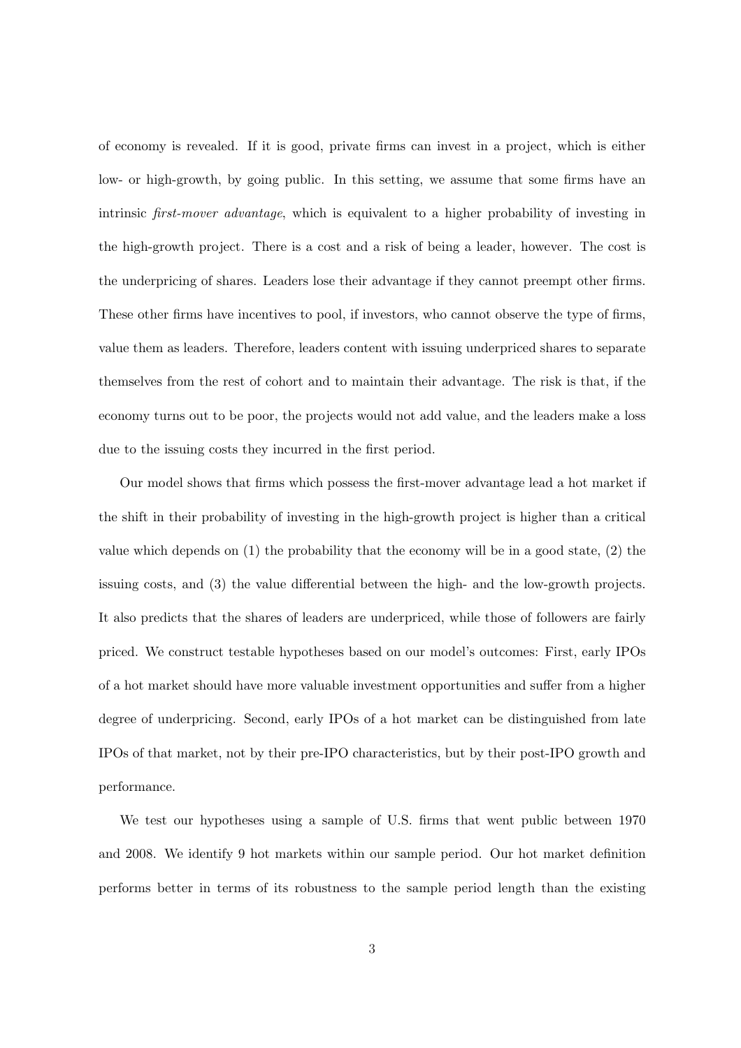of economy is revealed. If it is good, private firms can invest in a project, which is either low- or high-growth, by going public. In this setting, we assume that some firms have an intrinsic *first-mover advantage*, which is equivalent to a higher probability of investing in the high-growth project. There is a cost and a risk of being a leader, however. The cost is the underpricing of shares. Leaders lose their advantage if they cannot preempt other firms. These other firms have incentives to pool, if investors, who cannot observe the type of firms, value them as leaders. Therefore, leaders content with issuing underpriced shares to separate themselves from the rest of cohort and to maintain their advantage. The risk is that, if the economy turns out to be poor, the projects would not add value, and the leaders make a loss due to the issuing costs they incurred in the first period.

Our model shows that firms which possess the first-mover advantage lead a hot market if the shift in their probability of investing in the high-growth project is higher than a critical value which depends on (1) the probability that the economy will be in a good state, (2) the issuing costs, and (3) the value differential between the high- and the low-growth projects. It also predicts that the shares of leaders are underpriced, while those of followers are fairly priced. We construct testable hypotheses based on our model's outcomes: First, early IPOs of a hot market should have more valuable investment opportunities and suffer from a higher degree of underpricing. Second, early IPOs of a hot market can be distinguished from late IPOs of that market, not by their pre-IPO characteristics, but by their post-IPO growth and performance.

We test our hypotheses using a sample of U.S. firms that went public between 1970 and 2008. We identify 9 hot markets within our sample period. Our hot market definition performs better in terms of its robustness to the sample period length than the existing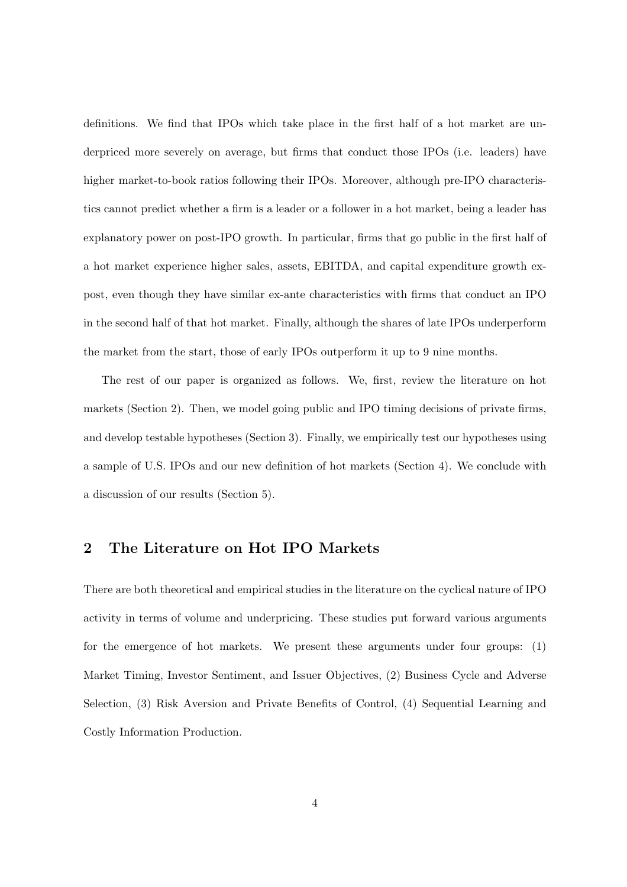definitions. We find that IPOs which take place in the first half of a hot market are underpriced more severely on average, but firms that conduct those IPOs (i.e. leaders) have higher market-to-book ratios following their IPOs. Moreover, although pre-IPO characteristics cannot predict whether a firm is a leader or a follower in a hot market, being a leader has explanatory power on post-IPO growth. In particular, firms that go public in the first half of a hot market experience higher sales, assets, EBITDA, and capital expenditure growth ex-post, even though they have similar ex-ante characteristics with firms that conduct an IPO in the second half of that hot market. Finally, although the shares of late IPOs underperform the market from the start, those of early IPOs outperform it up to 9 nine months.

The rest of our paper is organized as follows. We, first, review the literature on hot markets (Section 2). Then, we model going public and IPO timing decisions of private firms, and develop testable hypotheses (Section 3). Finally, we empirically test our hypotheses using a sample of U.S. IPOs and our new definition of hot markets (Section 4). We conclude with a discussion of our results (Section 5).

## 2 The Literature on Hot IPO Markets

There are both theoretical and empirical studies in the literature on the cyclical nature of IPO activity in terms of volume and underpricing. These studies put forward various arguments for the emergence of hot markets. We present these arguments under four groups: (1) Market Timing, Investor Sentiment, and Issuer Objectives, (2) Business Cycle and Adverse Selection, (3) Risk Aversion and Private Benefits of Control, (4) Sequential Learning and Costly Information Production.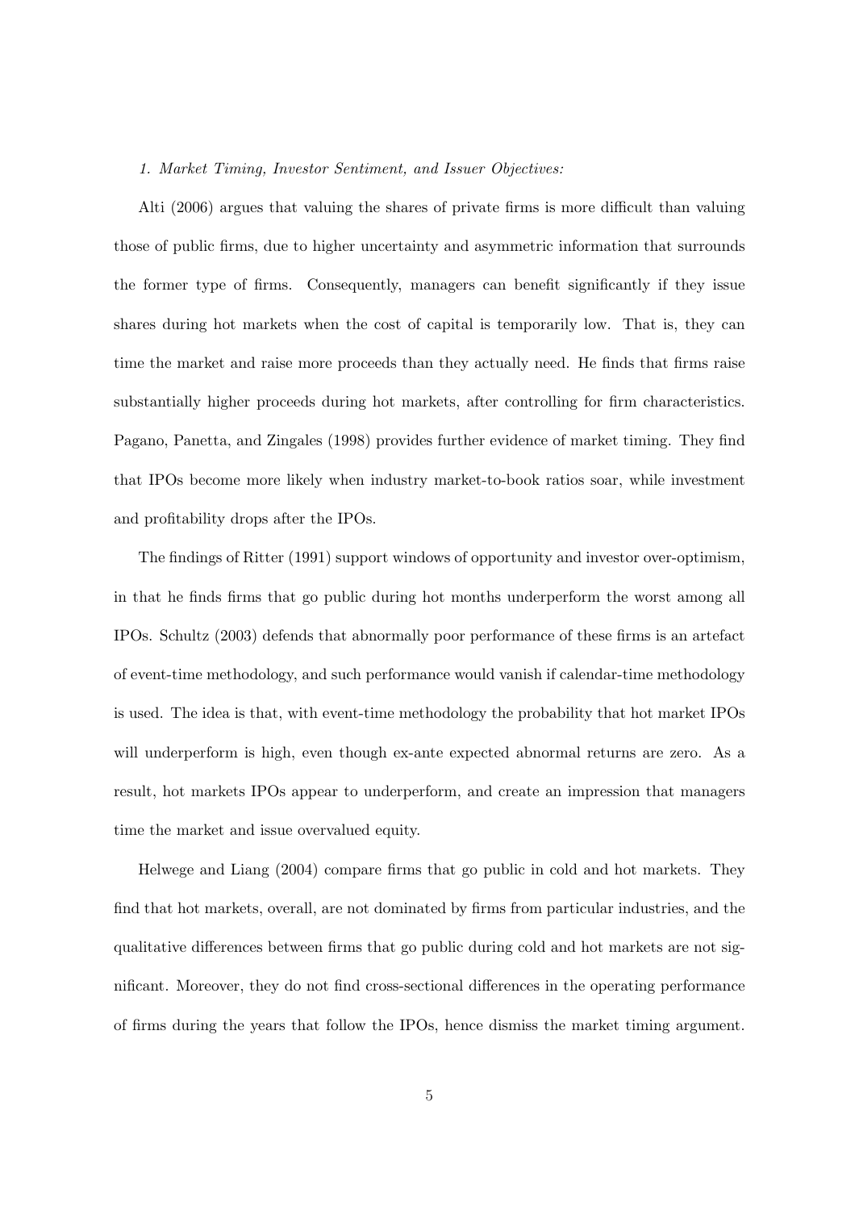*1. Market Timing, Investor Sentiment, and Issuer Objectives:*

Alti (2006) argues that valuing the shares of private firms is more difficult than valuing those of public firms, due to higher uncertainty and asymmetric information that surrounds the former type of firms. Consequently, managers can benefit significantly if they issue shares during hot markets when the cost of capital is temporarily low. That is, they can time the market and raise more proceeds than they actually need. He finds that firms raise substantially higher proceeds during hot markets, after controlling for firm characteristics. Pagano, Panetta, and Zingales (1998) provides further evidence of market timing. They find that IPOs become more likely when industry market-to-book ratios soar, while investment and profitability drops after the IPOs.

The findings of Ritter (1991) support windows of opportunity and investor over-optimism, in that he finds firms that go public during hot months underperform the worst among all IPOs. Schultz (2003) defends that abnormally poor performance of these firms is an artefact of event-time methodology, and such performance would vanish if calendar-time methodology is used. The idea is that, with event-time methodology the probability that hot market IPOs will underperform is high, even though ex-ante expected abnormal returns are zero. As a result, hot markets IPOs appear to underperform, and create an impression that managers time the market and issue overvalued equity.

Helwege and Liang (2004) compare firms that go public in cold and hot markets. They find that hot markets, overall, are not dominated by firms from particular industries, and the qualitative differences between firms that go public during cold and hot markets are not significant. Moreover, they do not find cross-sectional differences in the operating performance of firms during the years that follow the IPOs, hence dismiss the market timing argument.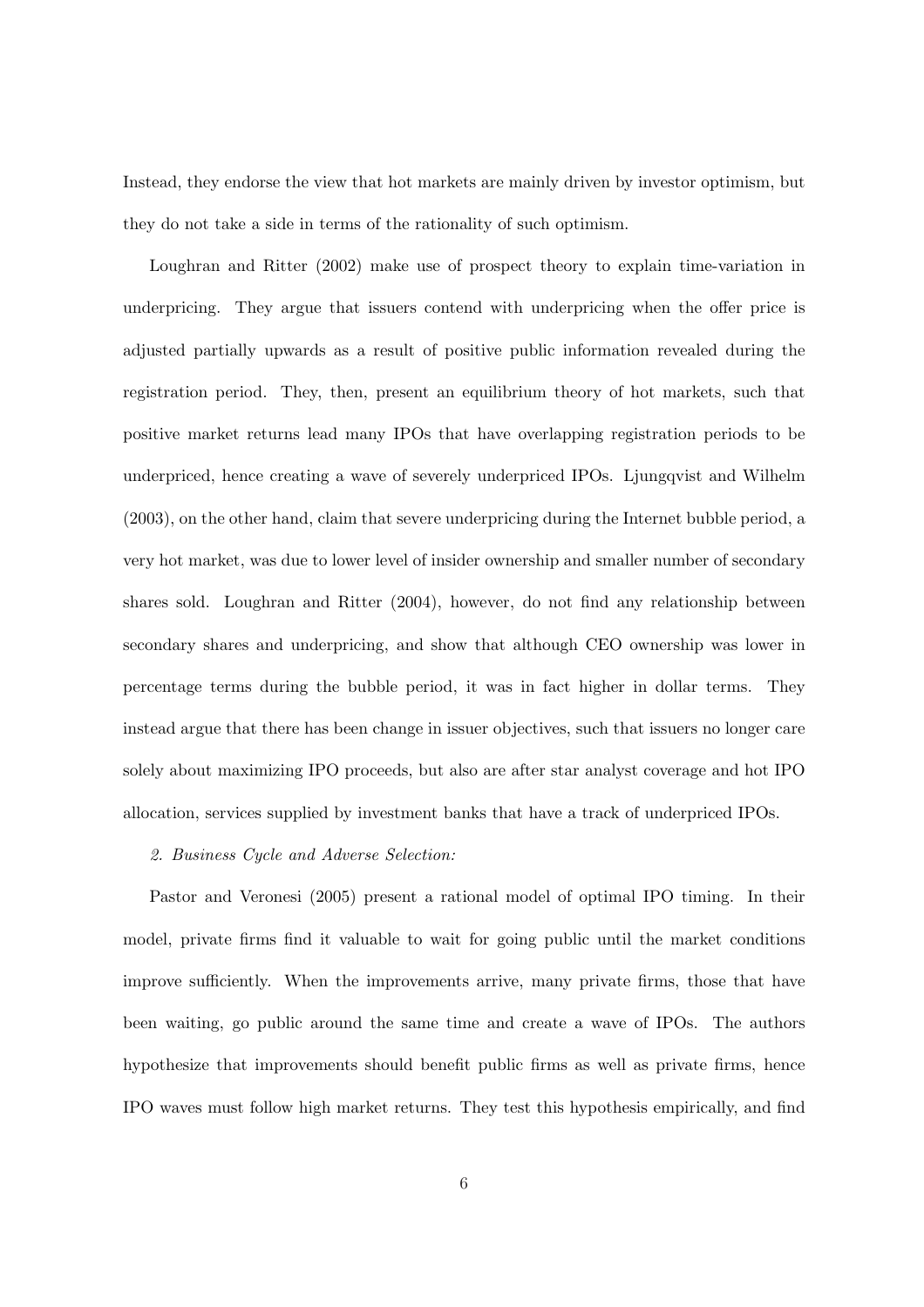Instead, they endorse the view that hot markets are mainly driven by investor optimism, but they do not take a side in terms of the rationality of such optimism.

Loughran and Ritter (2002) make use of prospect theory to explain time-variation in underpricing. They argue that issuers contend with underpricing when the offer price is adjusted partially upwards as a result of positive public information revealed during the registration period. They, then, present an equilibrium theory of hot markets, such that positive market returns lead many IPOs that have overlapping registration periods to be underpriced, hence creating a wave of severely underpriced IPOs. Ljungqvist and Wilhelm (2003), on the other hand, claim that severe underpricing during the Internet bubble period, a very hot market, was due to lower level of insider ownership and smaller number of secondary shares sold. Loughran and Ritter (2004), however, do not find any relationship between secondary shares and underpricing, and show that although CEO ownership was lower in percentage terms during the bubble period, it was in fact higher in dollar terms. They instead argue that there has been change in issuer objectives, such that issuers no longer care solely about maximizing IPO proceeds, but also are after star analyst coverage and hot IPO allocation, services supplied by investment banks that have a track of underpriced IPOs.

*2. Business Cycle and Adverse Selection:*

Pastor and Veronesi (2005) present a rational model of optimal IPO timing. In their model, private firms find it valuable to wait for going public until the market conditions improve sufficiently. When the improvements arrive, many private firms, those that have been waiting, go public around the same time and create a wave of IPOs. The authors hypothesize that improvements should benefit public firms as well as private firms, hence IPO waves must follow high market returns. They test this hypothesis empirically, and find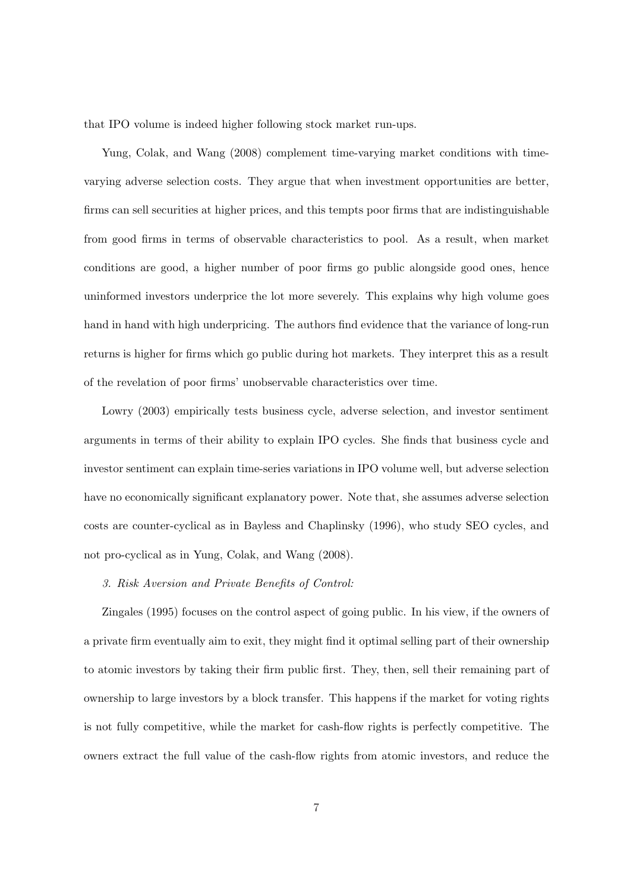that IPO volume is indeed higher following stock market run-ups.

Yung, Colak, and Wang (2008) complement time-varying market conditions with time-varying adverse selection costs. They argue that when investment opportunities are better, firms can sell securities at higher prices, and this tempts poor firms that are indistinguishable from good firms in terms of observable characteristics to pool. As a result, when market conditions are good, a higher number of poor firms go public alongside good ones, hence uninformed investors underprice the lot more severely. This explains why high volume goes hand in hand with high underpricing. The authors find evidence that the variance of long-run returns is higher for firms which go public during hot markets. They interpret this as a result of the revelation of poor firms' unobservable characteristics over time.

Lowry (2003) empirically tests business cycle, adverse selection, and investor sentiment arguments in terms of their ability to explain IPO cycles. She finds that business cycle and investor sentiment can explain time-series variations in IPO volume well, but adverse selection have no economically significant explanatory power. Note that, she assumes adverse selection costs are counter-cyclical as in Bayless and Chaplinsky (1996), who study SEO cycles, and not pro-cyclical as in Yung, Colak, and Wang (2008).

*3. Risk Aversion and Private Benefits of Control:*

Zingales (1995) focuses on the control aspect of going public. In his view, if the owners of a private firm eventually aim to exit, they might find it optimal selling part of their ownership to atomic investors by taking their firm public first. They, then, sell their remaining part of ownership to large investors by a block transfer. This happens if the market for voting rights is not fully competitive, while the market for cash-flow rights is perfectly competitive. The owners extract the full value of the cash-flow rights from atomic investors, and reduce the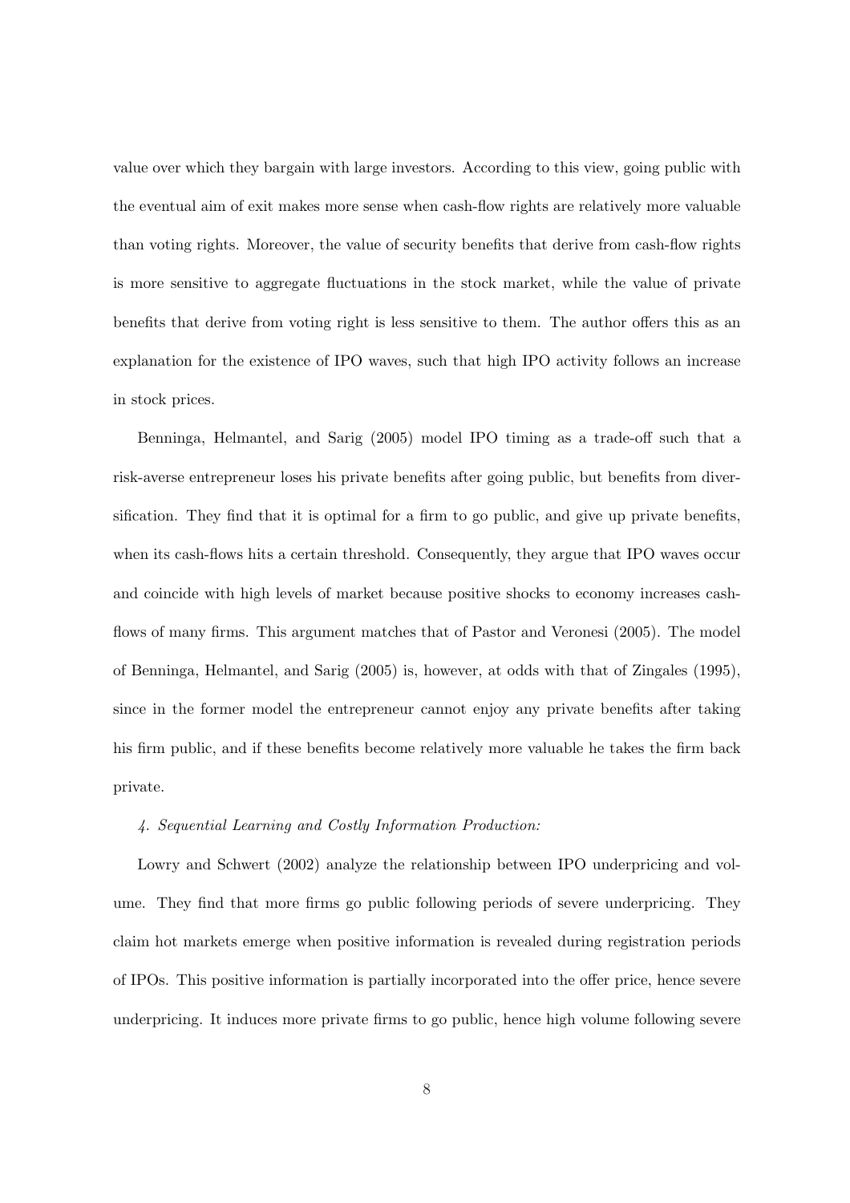value over which they bargain with large investors. According to this view, going public with the eventual aim of exit makes more sense when cash-flow rights are relatively more valuable than voting rights. Moreover, the value of security benefits that derive from cash-flow rights is more sensitive to aggregate fluctuations in the stock market, while the value of private benefits that derive from voting right is less sensitive to them. The author offers this as an explanation for the existence of IPO waves, such that high IPO activity follows an increase in stock prices.

Benninga, Helmantel, and Sarig (2005) model IPO timing as a trade-off such that a risk-averse entrepreneur loses his private benefits after going public, but benefits from diversification. They find that it is optimal for a firm to go public, and give up private benefits, when its cash-flows hits a certain threshold. Consequently, they argue that IPO waves occur and coincide with high levels of market because positive shocks to economy increases cash-flows of many firms. This argument matches that of Pastor and Veronesi (2005). The model of Benninga, Helmantel, and Sarig (2005) is, however, at odds with that of Zingales (1995), since in the former model the entrepreneur cannot enjoy any private benefits after taking his firm public, and if these benefits become relatively more valuable he takes the firm back private.

*4. Sequential Learning and Costly Information Production:*

Lowry and Schwert (2002) analyze the relationship between IPO underpricing and volume. They find that more firms go public following periods of severe underpricing. They claim hot markets emerge when positive information is revealed during registration periods of IPOs. This positive information is partially incorporated into the offer price, hence severe underpricing. It induces more private firms to go public, hence high volume following severe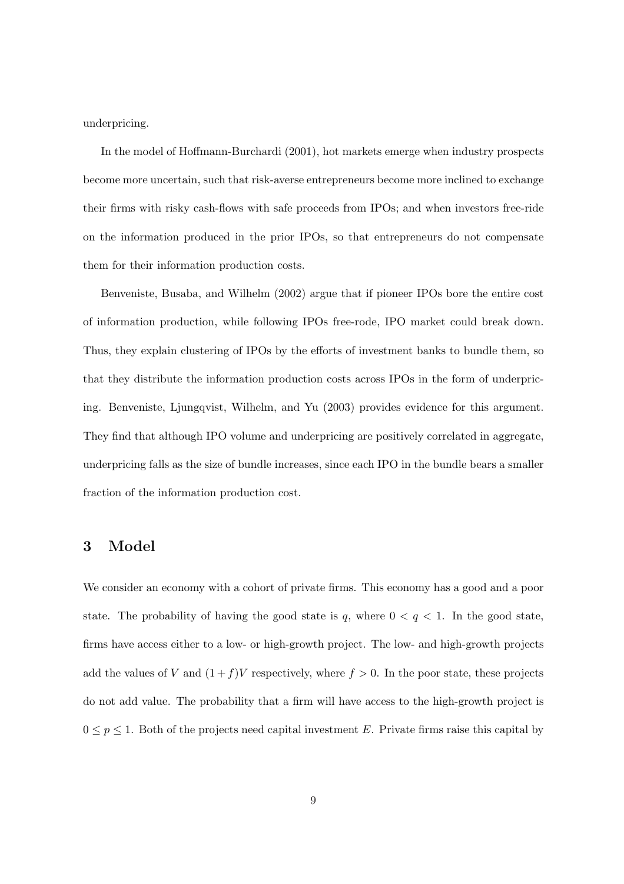underpricing.

In the model of Hoffmann-Burchardi (2001), hot markets emerge when industry prospects become more uncertain, such that risk-averse entrepreneurs become more inclined to exchange their firms with risky cash-flows with safe proceeds from IPOs; and when investors free-ride on the information produced in the prior IPOs, so that entrepreneurs do not compensate them for their information production costs.

Benveniste, Busaba, and Wilhelm (2002) argue that if pioneer IPOs bore the entire cost of information production, while following IPOs free-rode, IPO market could break down. Thus, they explain clustering of IPOs by the efforts of investment banks to bundle them, so that they distribute the information production costs across IPOs in the form of underpricing. Benveniste, Ljungqvist, Wilhelm, and Yu (2003) provides evidence for this argument. They find that although IPO volume and underpricing are positively correlated in aggregate, underpricing falls as the size of bundle increases, since each IPO in the bundle bears a smaller fraction of the information production cost.

# 3 Model

We consider an economy with a cohort of private firms. This economy has a good and a poor state. The probability of having the good state is $q$, where $0 < q < 1$. In the good state, firms have access either to a low- or high-growth project. The low- and high-growth projects add the values of $V$ and $(1 + f)V$ respectively, where $f > 0$. In the poor state, these projects do not add value. The probability that a firm will have access to the high-growth project is $0 \leq p \leq 1$. Both of the projects need capital investment $E$. Private firms raise this capital by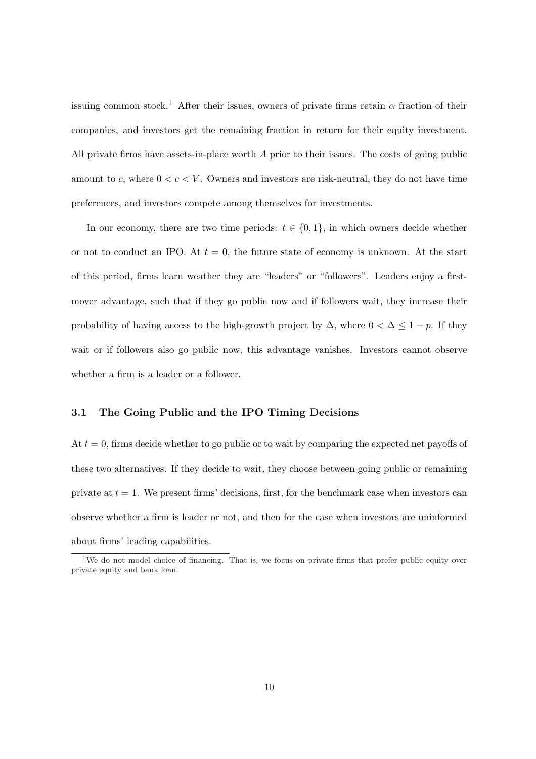issuing common stock.[1] After their issues, owners of private firms retain $\alpha$ fraction of their companies, and investors get the remaining fraction in return for their equity investment. All private firms have assets-in-place worth $A$ prior to their issues. The costs of going public amount to $c$, where $0 < c < V$. Owners and investors are risk-neutral, they do not have time preferences, and investors compete among themselves for investments.

In our economy, there are two time periods: $t \in \{0, 1\}$, in which owners decide whether or not to conduct an IPO. At $t = 0$, the future state of economy is unknown. At the start of this period, firms learn weather they are "leaders" or "followers". Leaders enjoy a first-mover advantage, such that if they go public now and if followers wait, they increase their probability of having access to the high-growth project by $\Delta$, where $0 < \Delta \leq 1 - p$. If they wait or if followers also go public now, this advantage vanishes. Investors cannot observe whether a firm is a leader or a follower.

### 3.1 The Going Public and the IPO Timing Decisions

At $t = 0$, firms decide whether to go public or to wait by comparing the expected net payoffs of these two alternatives. If they decide to wait, they choose between going public or remaining private at $t = 1$. We present firms' decisions, first, for the benchmark case when investors can observe whether a firm is leader or not, and then for the case when investors are uninformed about firms' leading capabilities.

[1] We do not model choice of financing. That is, we focus on private firms that prefer public equity over private equity and bank loan.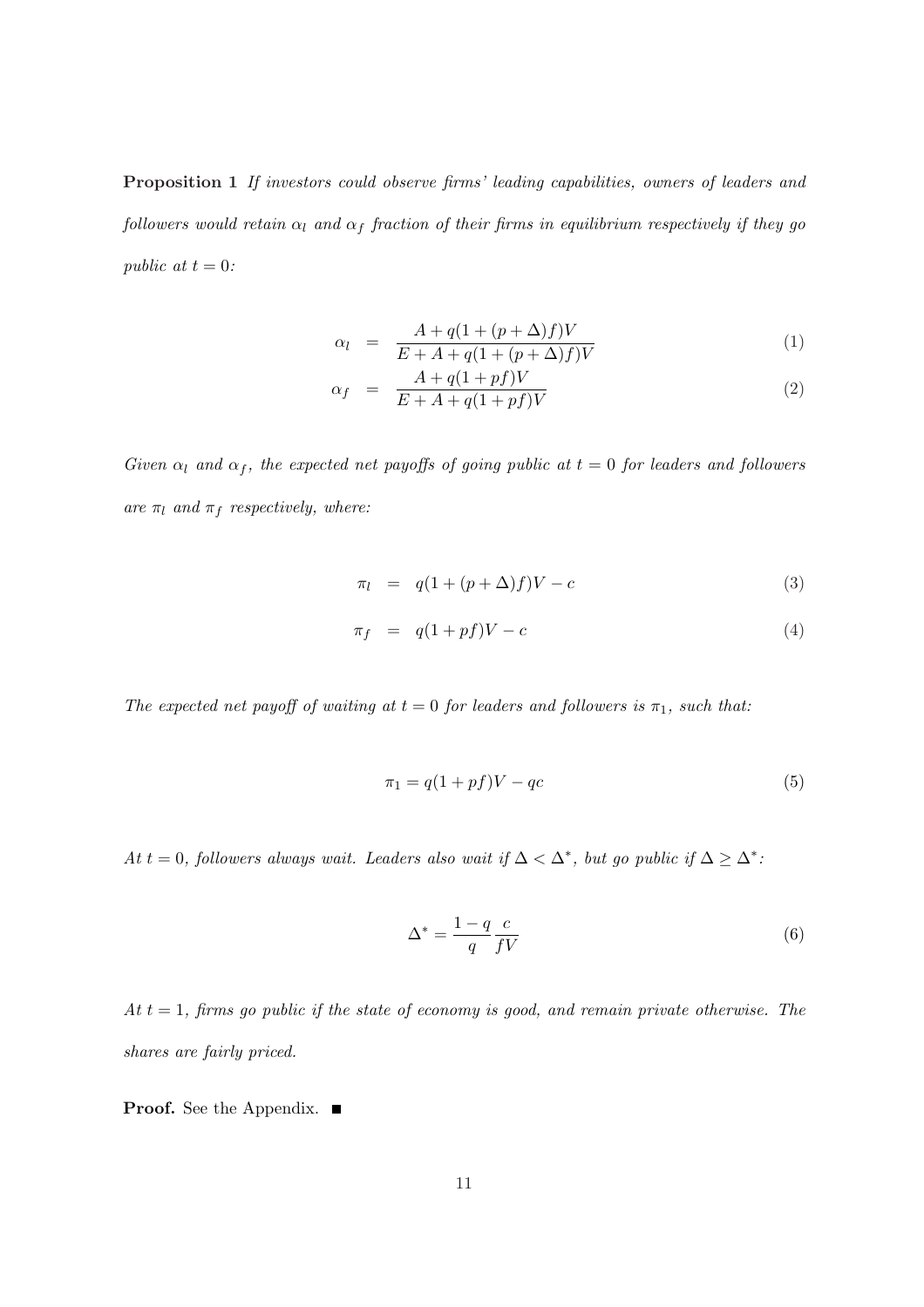**Proposition 1** *If investors could observe firms' leading capabilities, owners of leaders and followers would retain $\alpha_l$ and $\alpha_f$ fraction of their firms in equilibrium respectively if they go public at $t = 0$:*

$$\alpha_l = \frac{A + q(1 + (p + \Delta)f)V}{E + A + q(1 + (p + \Delta)f)V} \tag{1}$$

$$\alpha_f = \frac{A + q(1 + pf)V}{E + A + q(1 + pf)V} \tag{2}$$

*Given $\alpha_l$ and $\alpha_f$, the expected net payoffs of going public at $t = 0$ for leaders and followers are $\pi_l$ and $\pi_f$ respectively, where:*

$$\pi_l = q(1 + (p + \Delta)f)V - c \tag{3}$$

$$\pi_f = q(1 + pf)V - c \tag{4}$$

*The expected net payoff of waiting at $t = 0$ for leaders and followers is $\pi_1$, such that:*

$$\pi_1 = q(1 + pf)V - qc \tag{5}$$

*At $t = 0$, followers always wait. Leaders also wait if $\Delta < \Delta^*$, but go public if $\Delta \geq \Delta^*$:*

$$\Delta^* = \frac{1 - q}{q} \frac{c}{fV} \tag{6}$$

*At $t = 1$, firms go public if the state of economy is good, and remain private otherwise. The shares are fairly priced.*

**Proof.** See the Appendix. ■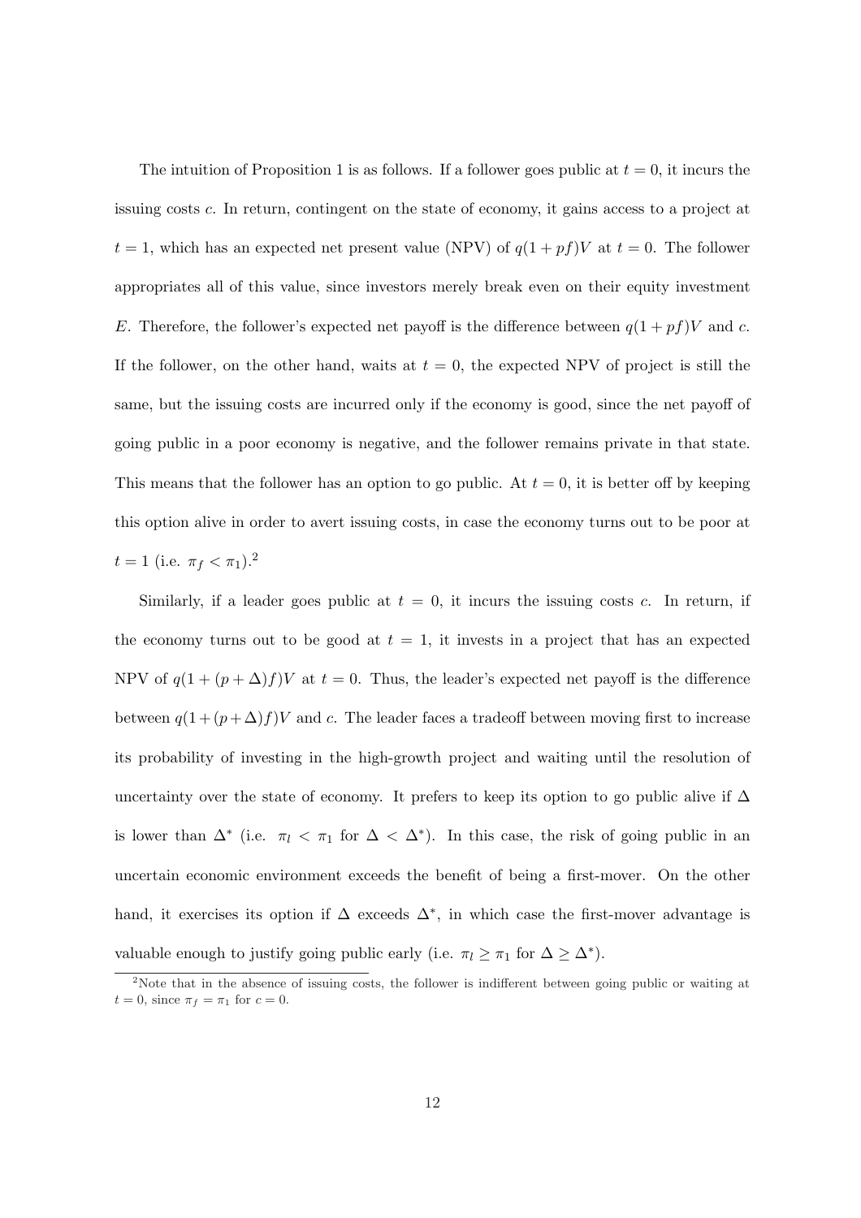The intuition of Proposition 1 is as follows. If a follower goes public at $t = 0$, it incurs the issuing costs $c$. In return, contingent on the state of economy, it gains access to a project at $t = 1$, which has an expected net present value (NPV) of $q(1 + pf)V$ at $t = 0$. The follower appropriates all of this value, since investors merely break even on their equity investment $E$. Therefore, the follower's expected net payoff is the difference between $q(1 + pf)V$ and $c$. If the follower, on the other hand, waits at $t = 0$, the expected NPV of project is still the same, but the issuing costs are incurred only if the economy is good, since the net payoff of going public in a poor economy is negative, and the follower remains private in that state. This means that the follower has an option to go public. At $t = 0$, it is better off by keeping this option alive in order to avert issuing costs, in case the economy turns out to be poor at $t = 1$ (i.e. $\pi_f < \pi_1$).[2]

Similarly, if a leader goes public at $t = 0$, it incurs the issuing costs $c$. In return, if the economy turns out to be good at $t = 1$, it invests in a project that has an expected NPV of $q(1 + (p + \Delta)f)V$ at $t = 0$. Thus, the leader's expected net payoff is the difference between $q(1 + (p + \Delta)f)V$ and $c$. The leader faces a tradeoff between moving first to increase its probability of investing in the high-growth project and waiting until the resolution of uncertainty over the state of economy. It prefers to keep its option to go public alive if $\Delta$ is lower than $\Delta^*$ (i.e. $\pi_l < \pi_1$ for $\Delta < \Delta^*$). In this case, the risk of going public in an uncertain economic environment exceeds the benefit of being a first-mover. On the other hand, it exercises its option if $\Delta$ exceeds $\Delta^*$, in which case the first-mover advantage is valuable enough to justify going public early (i.e. $\pi_l \geq \pi_1$ for $\Delta \geq \Delta^*$).

[2] Note that in the absence of issuing costs, the follower is indifferent between going public or waiting at $t = 0$, since $\pi_f = \pi_1$ for $c = 0$.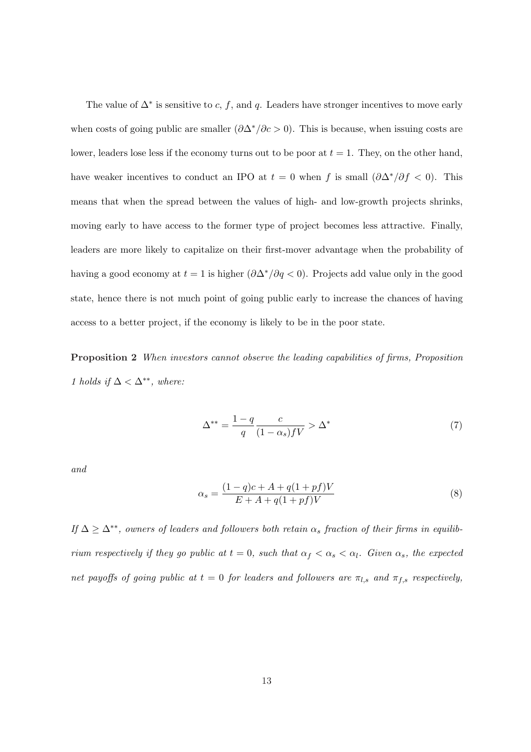The value of $\Delta^*$ is sensitive to $c$, $f$, and $q$. Leaders have stronger incentives to move early when costs of going public are smaller ($\partial\Delta^*/\partial c > 0$). This is because, when issuing costs are lower, leaders lose less if the economy turns out to be poor at $t = 1$. They, on the other hand, have weaker incentives to conduct an IPO at $t = 0$ when $f$ is small ($\partial\Delta^*/\partial f < 0$). This means that when the spread between the values of high- and low-growth projects shrinks, moving early to have access to the former type of project becomes less attractive. Finally, leaders are more likely to capitalize on their first-mover advantage when the probability of having a good economy at $t = 1$ is higher ($\partial\Delta^*/\partial q < 0$). Projects add value only in the good state, hence there is not much point of going public early to increase the chances of having access to a better project, if the economy is likely to be in the poor state.

**Proposition 2** *When investors cannot observe the leading capabilities of firms, Proposition 1 holds if $\Delta < \Delta^{**}$, where:*

$$\Delta^{**} = \frac{1-q}{q}\frac{c}{(1-\alpha_s)fV} > \Delta^* \tag{7}$$

*and*

$$\alpha_s = \frac{(1-q)c + A + q(1+pf)V}{E + A + q(1+pf)V} \tag{8}$$

*If $\Delta \geq \Delta^{**}$, owners of leaders and followers both retain $\alpha_s$ fraction of their firms in equilibrium respectively if they go public at $t = 0$, such that $\alpha_f < \alpha_s < \alpha_l$. Given $\alpha_s$, the expected net payoffs of going public at $t = 0$ for leaders and followers are $\pi_{l,s}$ and $\pi_{f,s}$ respectively,*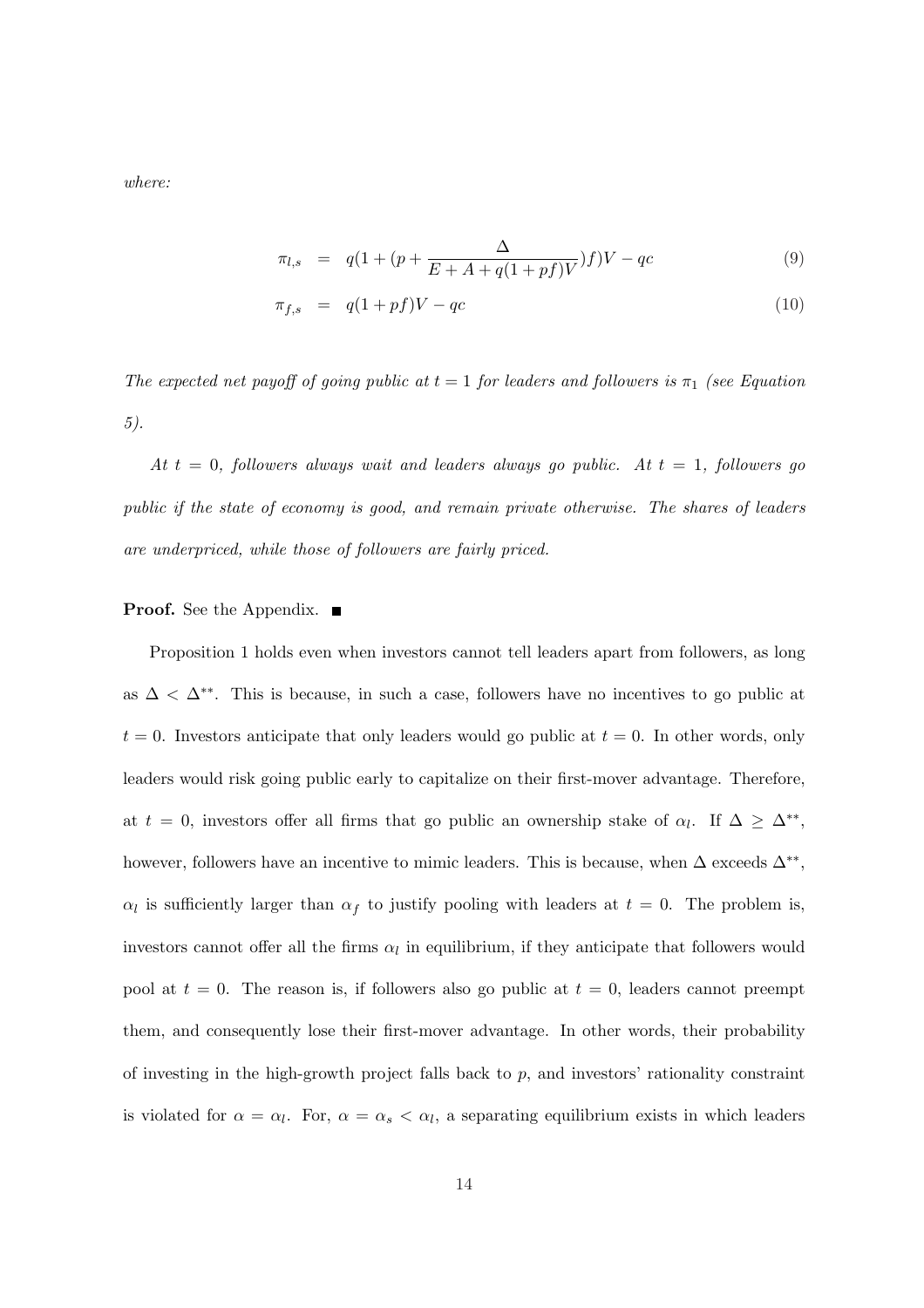*where:*

$$\pi_{l,s} = q(1 + (p + \frac{\Delta}{E + A + q(1+pf)V})f)V - qc \tag{9}$$

$$\pi_{f,s} = q(1+pf)V - qc \tag{10}$$

*The expected net payoff of going public at $t = 1$ for leaders and followers is $\pi_1$ (see Equation 5).*

*At $t = 0$, followers always wait and leaders always go public. At $t = 1$, followers go public if the state of economy is good, and remain private otherwise. The shares of leaders are underpriced, while those of followers are fairly priced.*

**Proof.** See the Appendix. ■

Proposition 1 holds even when investors cannot tell leaders apart from followers, as long as $\Delta < \Delta^{**}$. This is because, in such a case, followers have no incentives to go public at $t = 0$. Investors anticipate that only leaders would go public at $t = 0$. In other words, only leaders would risk going public early to capitalize on their first-mover advantage. Therefore, at $t = 0$, investors offer all firms that go public an ownership stake of $\alpha_l$. If $\Delta \geq \Delta^{**}$, however, followers have an incentive to mimic leaders. This is because, when $\Delta$ exceeds $\Delta^{**}$, $\alpha_l$ is sufficiently larger than $\alpha_f$ to justify pooling with leaders at $t = 0$. The problem is, investors cannot offer all the firms $\alpha_l$ in equilibrium, if they anticipate that followers would pool at $t = 0$. The reason is, if followers also go public at $t = 0$, leaders cannot preempt them, and consequently lose their first-mover advantage. In other words, their probability of investing in the high-growth project falls back to $p$, and investors' rationality constraint is violated for $\alpha = \alpha_l$. For, $\alpha = \alpha_s < \alpha_l$, a separating equilibrium exists in which leaders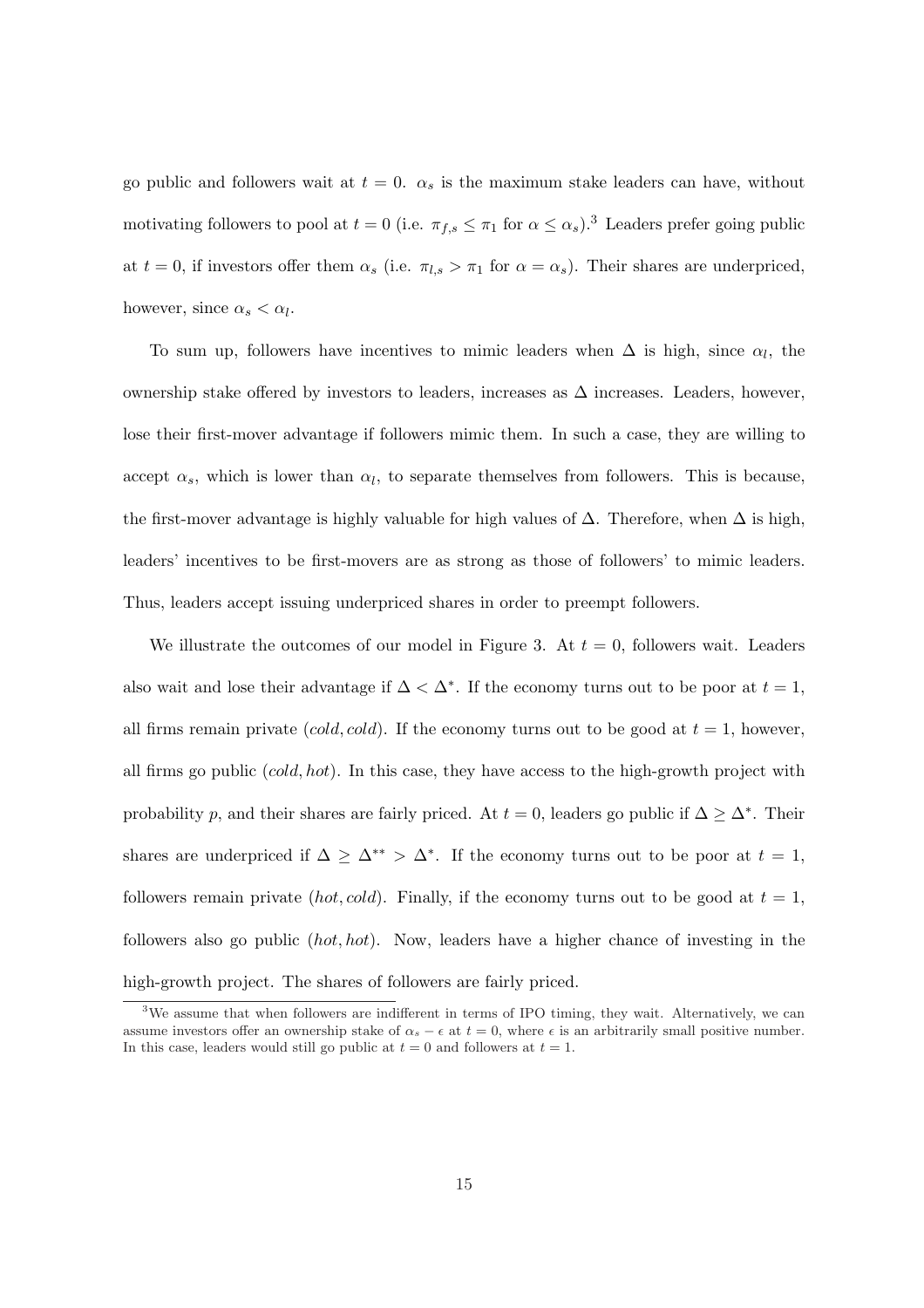go public and followers wait at $t = 0$. $\alpha_s$ is the maximum stake leaders can have, without motivating followers to pool at $t = 0$ (i.e. $\pi_{f,s} \leq \pi_1$ for $\alpha \leq \alpha_s$).[3] Leaders prefer going public at $t = 0$, if investors offer them $\alpha_s$ (i.e. $\pi_{l,s} > \pi_1$ for $\alpha = \alpha_s$). Their shares are underpriced, however, since $\alpha_s < \alpha_l$.

To sum up, followers have incentives to mimic leaders when $\Delta$ is high, since $\alpha_l$, the ownership stake offered by investors to leaders, increases as $\Delta$ increases. Leaders, however, lose their first-mover advantage if followers mimic them. In such a case, they are willing to accept $\alpha_s$, which is lower than $\alpha_l$, to separate themselves from followers. This is because, the first-mover advantage is highly valuable for high values of $\Delta$. Therefore, when $\Delta$ is high, leaders' incentives to be first-movers are as strong as those of followers' to mimic leaders. Thus, leaders accept issuing underpriced shares in order to preempt followers.

We illustrate the outcomes of our model in Figure 3. At $t = 0$, followers wait. Leaders also wait and lose their advantage if $\Delta < \Delta^*$. If the economy turns out to be poor at $t = 1$, all firms remain private $(cold, cold)$. If the economy turns out to be good at $t = 1$, however, all firms go public $(cold, hot)$. In this case, they have access to the high-growth project with probability $p$, and their shares are fairly priced. At $t = 0$, leaders go public if $\Delta \geq \Delta^*$. Their shares are underpriced if $\Delta \geq \Delta^{**} > \Delta^*$. If the economy turns out to be poor at $t = 1$, followers remain private $(hot, cold)$. Finally, if the economy turns out to be good at $t = 1$, followers also go public $(hot, hot)$. Now, leaders have a higher chance of investing in the high-growth project. The shares of followers are fairly priced.

[3] We assume that when followers are indifferent in terms of IPO timing, they wait. Alternatively, we can assume investors offer an ownership stake of $\alpha_s - \epsilon$ at $t = 0$, where $\epsilon$ is an arbitrarily small positive number. In this case, leaders would still go public at $t = 0$ and followers at $t = 1$.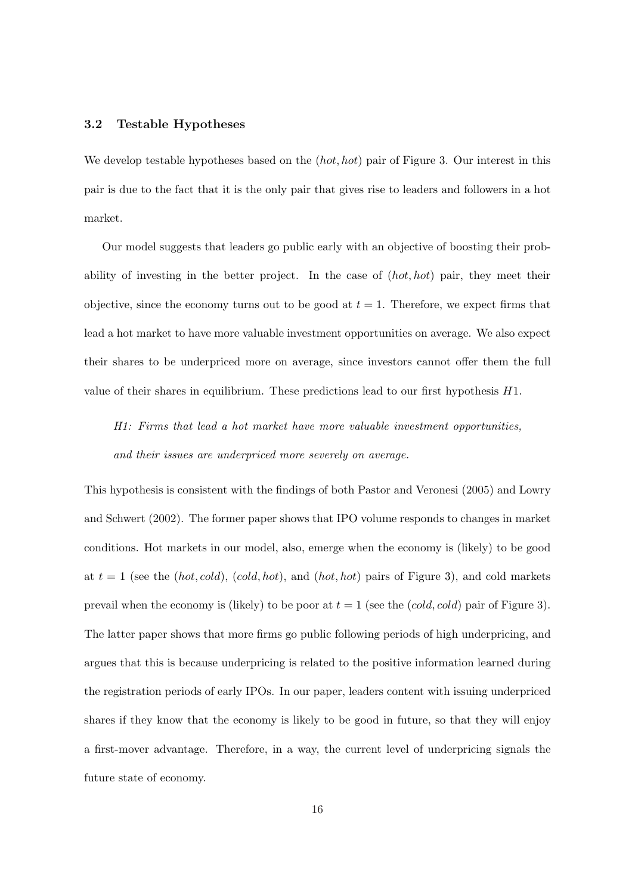### 3.2 Testable Hypotheses

We develop testable hypotheses based on the $(hot, hot)$ pair of Figure 3. Our interest in this pair is due to the fact that it is the only pair that gives rise to leaders and followers in a hot market.

Our model suggests that leaders go public early with an objective of boosting their probability of investing in the better project. In the case of $(hot, hot)$ pair, they meet their objective, since the economy turns out to be good at $t = 1$. Therefore, we expect firms that lead a hot market to have more valuable investment opportunities on average. We also expect their shares to be underpriced more on average, since investors cannot offer them the full value of their shares in equilibrium. These predictions lead to our first hypothesis $H1$.

> *H1: Firms that lead a hot market have more valuable investment opportunities, and their issues are underpriced more severely on average.*

This hypothesis is consistent with the findings of both Pastor and Veronesi (2005) and Lowry and Schwert (2002). The former paper shows that IPO volume responds to changes in market conditions. Hot markets in our model, also, emerge when the economy is (likely) to be good at $t = 1$ (see the $(hot, cold)$, $(cold, hot)$, and $(hot, hot)$ pairs of Figure 3), and cold markets prevail when the economy is (likely) to be poor at $t = 1$ (see the $(cold, cold)$ pair of Figure 3). The latter paper shows that more firms go public following periods of high underpricing, and argues that this is because underpricing is related to the positive information learned during the registration periods of early IPOs. In our paper, leaders content with issuing underpriced shares if they know that the economy is likely to be good in future, so that they will enjoy a first-mover advantage. Therefore, in a way, the current level of underpricing signals the future state of economy.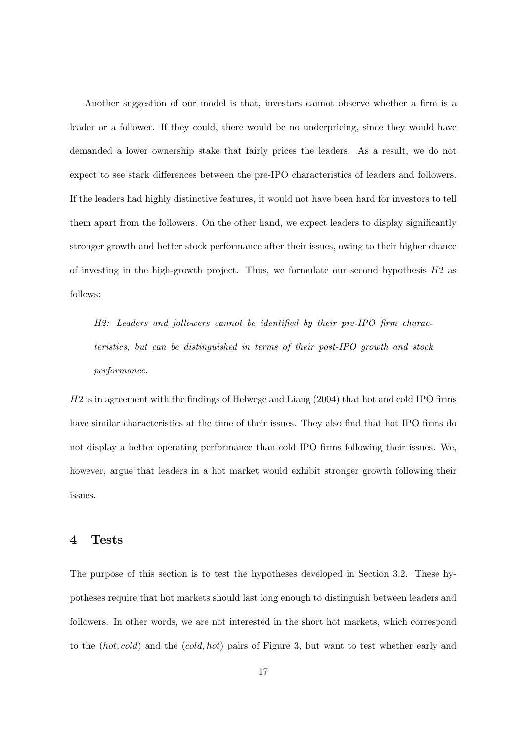Another suggestion of our model is that, investors cannot observe whether a firm is a leader or a follower. If they could, there would be no underpricing, since they would have demanded a lower ownership stake that fairly prices the leaders. As a result, we do not expect to see stark differences between the pre-IPO characteristics of leaders and followers. If the leaders had highly distinctive features, it would not have been hard for investors to tell them apart from the followers. On the other hand, we expect leaders to display significantly stronger growth and better stock performance after their issues, owing to their higher chance of investing in the high-growth project. Thus, we formulate our second hypothesis $H2$ as follows:

> *H2: Leaders and followers cannot be identified by their pre-IPO firm characteristics, but can be distinguished in terms of their post-IPO growth and stock performance.*

$H2$ is in agreement with the findings of Helwege and Liang (2004) that hot and cold IPO firms have similar characteristics at the time of their issues. They also find that hot IPO firms do not display a better operating performance than cold IPO firms following their issues. We, however, argue that leaders in a hot market would exhibit stronger growth following their issues.

## 4 Tests

The purpose of this section is to test the hypotheses developed in Section 3.2. These hypotheses require that hot markets should last long enough to distinguish between leaders and followers. In other words, we are not interested in the short hot markets, which correspond to the $(hot, cold)$ and the $(cold, hot)$ pairs of Figure 3, but want to test whether early and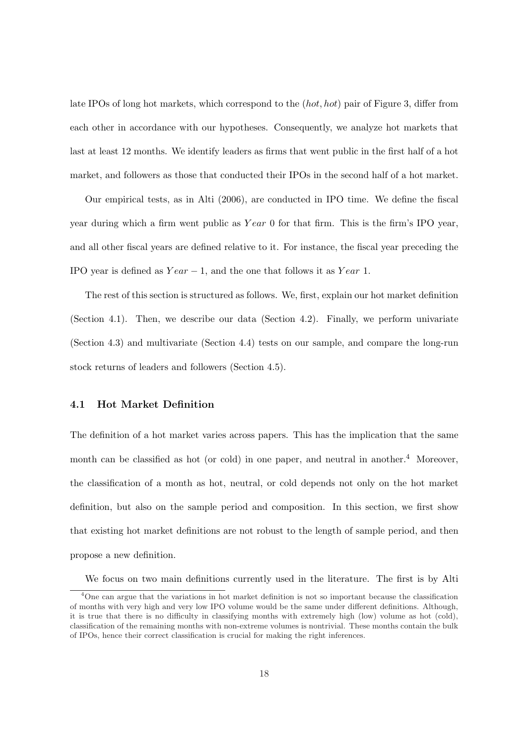late IPOs of long hot markets, which correspond to the (*hot*, *hot*) pair of Figure 3, differ from each other in accordance with our hypotheses. Consequently, we analyze hot markets that last at least 12 months. We identify leaders as firms that went public in the first half of a hot market, and followers as those that conducted their IPOs in the second half of a hot market.

Our empirical tests, as in Alti (2006), are conducted in IPO time. We define the fiscal year during which a firm went public as $Year\ 0$ for that firm. This is the firm's IPO year, and all other fiscal years are defined relative to it. For instance, the fiscal year preceding the IPO year is defined as $Year - 1$, and the one that follows it as $Year\ 1$.

The rest of this section is structured as follows. We, first, explain our hot market definition (Section 4.1). Then, we describe our data (Section 4.2). Finally, we perform univariate (Section 4.3) and multivariate (Section 4.4) tests on our sample, and compare the long-run stock returns of leaders and followers (Section 4.5).

### 4.1 Hot Market Definition

The definition of a hot market varies across papers. This has the implication that the same month can be classified as hot (or cold) in one paper, and neutral in another.[4] Moreover, the classification of a month as hot, neutral, or cold depends not only on the hot market definition, but also on the sample period and composition. In this section, we first show that existing hot market definitions are not robust to the length of sample period, and then propose a new definition.

We focus on two main definitions currently used in the literature. The first is by Alti

[4] One can argue that the variations in hot market definition is not so important because the classification of months with very high and very low IPO volume would be the same under different definitions. Although, it is true that there is no difficulty in classifying months with extremely high (low) volume as hot (cold), classification of the remaining months with non-extreme volumes is nontrivial. These months contain the bulk of IPOs, hence their correct classification is crucial for making the right inferences.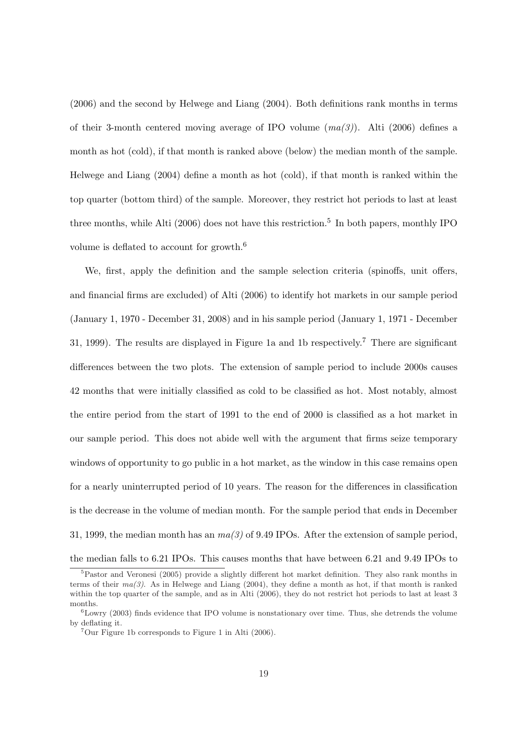(2006) and the second by Helwege and Liang (2004). Both definitions rank months in terms of their 3-month centered moving average of IPO volume (*ma(3)*). Alti (2006) defines a month as hot (cold), if that month is ranked above (below) the median month of the sample. Helwege and Liang (2004) define a month as hot (cold), if that month is ranked within the top quarter (bottom third) of the sample. Moreover, they restrict hot periods to last at least three months, while Alti (2006) does not have this restriction.[5] In both papers, monthly IPO volume is deflated to account for growth.[6]

We, first, apply the definition and the sample selection criteria (spinoffs, unit offers, and financial firms are excluded) of Alti (2006) to identify hot markets in our sample period (January 1, 1970 - December 31, 2008) and in his sample period (January 1, 1971 - December 31, 1999). The results are displayed in Figure 1a and 1b respectively.[7] There are significant differences between the two plots. The extension of sample period to include 2000s causes 42 months that were initially classified as cold to be classified as hot. Most notably, almost the entire period from the start of 1991 to the end of 2000 is classified as a hot market in our sample period. This does not abide well with the argument that firms seize temporary windows of opportunity to go public in a hot market, as the window in this case remains open for a nearly uninterrupted period of 10 years. The reason for the differences in classification is the decrease in the volume of median month. For the sample period that ends in December 31, 1999, the median month has an *ma(3)* of 9.49 IPOs. After the extension of sample period, the median falls to 6.21 IPOs. This causes months that have between 6.21 and 9.49 IPOs to

[5] Pastor and Veronesi (2005) provide a slightly different hot market definition. They also rank months in terms of their *ma(3)*. As in Helwege and Liang (2004), they define a month as hot, if that month is ranked within the top quarter of the sample, and as in Alti (2006), they do not restrict hot periods to last at least 3 months.

[6] Lowry (2003) finds evidence that IPO volume is nonstationary over time. Thus, she detrends the volume by deflating it.

[7] Our Figure 1b corresponds to Figure 1 in Alti (2006).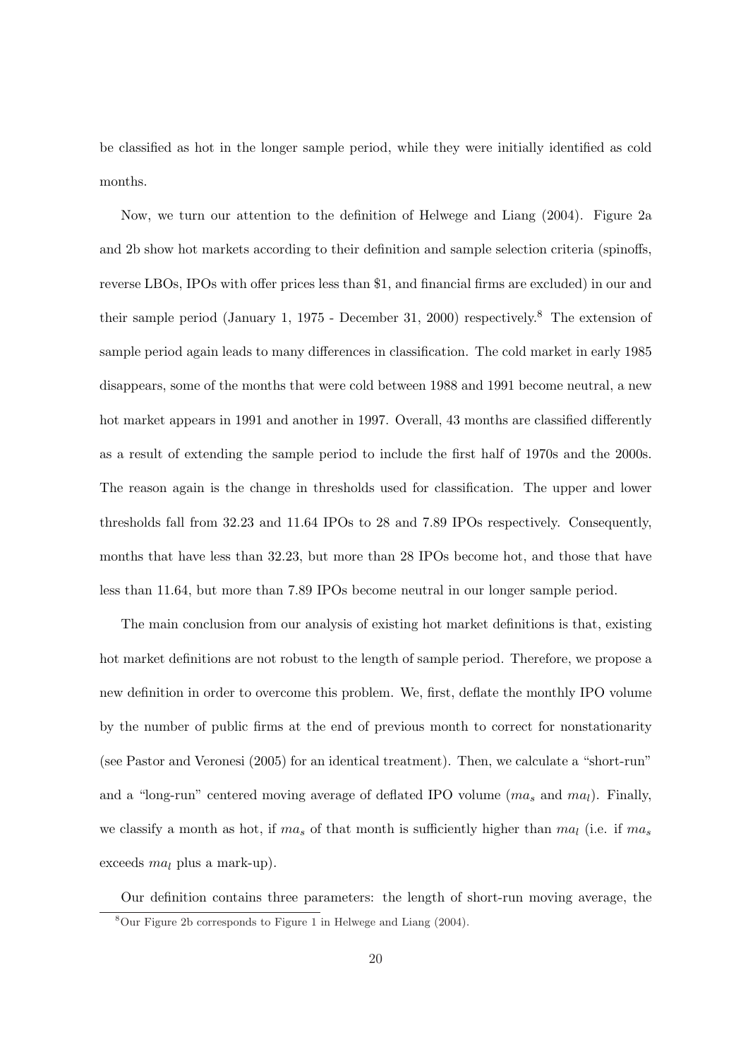be classified as hot in the longer sample period, while they were initially identified as cold months.

Now, we turn our attention to the definition of Helwege and Liang (2004). Figure 2a and 2b show hot markets according to their definition and sample selection criteria (spinoffs, reverse LBOs, IPOs with offer prices less than \$1, and financial firms are excluded) in our and their sample period (January 1, 1975 - December 31, 2000) respectively.[8] The extension of sample period again leads to many differences in classification. The cold market in early 1985 disappears, some of the months that were cold between 1988 and 1991 become neutral, a new hot market appears in 1991 and another in 1997. Overall, 43 months are classified differently as a result of extending the sample period to include the first half of 1970s and the 2000s. The reason again is the change in thresholds used for classification. The upper and lower thresholds fall from 32.23 and 11.64 IPOs to 28 and 7.89 IPOs respectively. Consequently, months that have less than 32.23, but more than 28 IPOs become hot, and those that have less than 11.64, but more than 7.89 IPOs become neutral in our longer sample period.

The main conclusion from our analysis of existing hot market definitions is that, existing hot market definitions are not robust to the length of sample period. Therefore, we propose a new definition in order to overcome this problem. We, first, deflate the monthly IPO volume by the number of public firms at the end of previous month to correct for nonstationarity (see Pastor and Veronesi (2005) for an identical treatment). Then, we calculate a "short-run" and a "long-run" centered moving average of deflated IPO volume ($ma_s$ and $ma_l$). Finally, we classify a month as hot, if $ma_s$ of that month is sufficiently higher than $ma_l$ (i.e. if $ma_s$ exceeds $ma_l$ plus a mark-up).

Our definition contains three parameters: the length of short-run moving average, the

[8] Our Figure 2b corresponds to Figure 1 in Helwege and Liang (2004).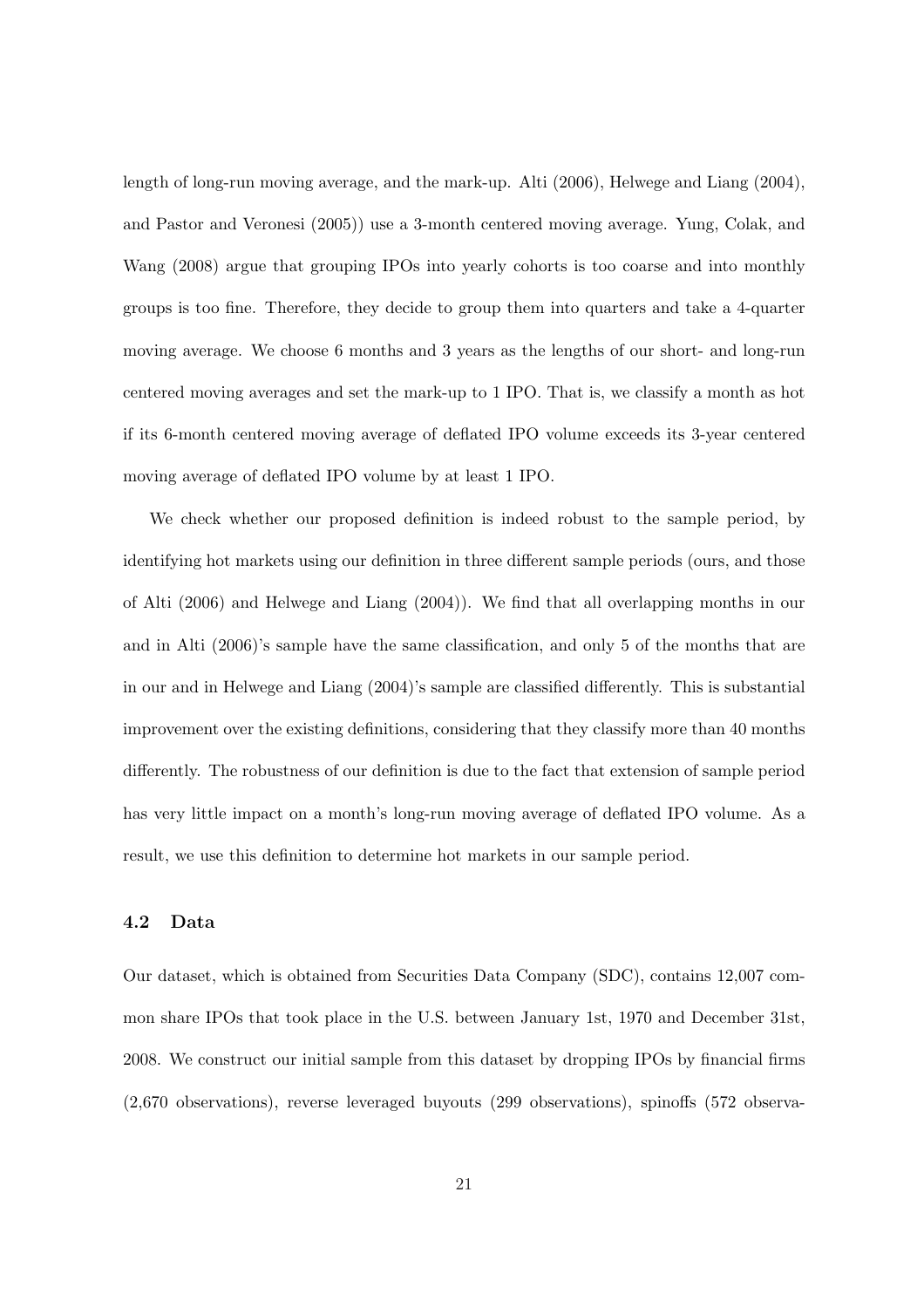length of long-run moving average, and the mark-up. Alti (2006), Helwege and Liang (2004), and Pastor and Veronesi (2005)) use a 3-month centered moving average. Yung, Colak, and Wang (2008) argue that grouping IPOs into yearly cohorts is too coarse and into monthly groups is too fine. Therefore, they decide to group them into quarters and take a 4-quarter moving average. We choose 6 months and 3 years as the lengths of our short- and long-run centered moving averages and set the mark-up to 1 IPO. That is, we classify a month as hot if its 6-month centered moving average of deflated IPO volume exceeds its 3-year centered moving average of deflated IPO volume by at least 1 IPO.

We check whether our proposed definition is indeed robust to the sample period, by identifying hot markets using our definition in three different sample periods (ours, and those of Alti (2006) and Helwege and Liang (2004)). We find that all overlapping months in our and in Alti (2006)'s sample have the same classification, and only 5 of the months that are in our and in Helwege and Liang (2004)'s sample are classified differently. This is substantial improvement over the existing definitions, considering that they classify more than 40 months differently. The robustness of our definition is due to the fact that extension of sample period has very little impact on a month's long-run moving average of deflated IPO volume. As a result, we use this definition to determine hot markets in our sample period.

### 4.2 Data

Our dataset, which is obtained from Securities Data Company (SDC), contains 12,007 common share IPOs that took place in the U.S. between January 1st, 1970 and December 31st, 2008. We construct our initial sample from this dataset by dropping IPOs by financial firms (2,670 observations), reverse leveraged buyouts (299 observations), spinoffs (572 observa-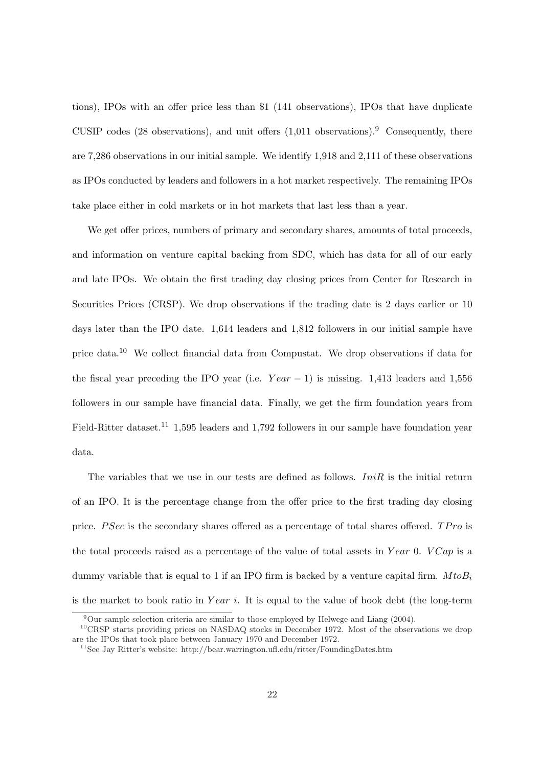tions), IPOs with an offer price less than \$1 (141 observations), IPOs that have duplicate CUSIP codes (28 observations), and unit offers (1,011 observations).[9] Consequently, there are 7,286 observations in our initial sample. We identify 1,918 and 2,111 of these observations as IPOs conducted by leaders and followers in a hot market respectively. The remaining IPOs take place either in cold markets or in hot markets that last less than a year.

We get offer prices, numbers of primary and secondary shares, amounts of total proceeds, and information on venture capital backing from SDC, which has data for all of our early and late IPOs. We obtain the first trading day closing prices from Center for Research in Securities Prices (CRSP). We drop observations if the trading date is 2 days earlier or 10 days later than the IPO date. 1,614 leaders and 1,812 followers in our initial sample have price data.[10] We collect financial data from Compustat. We drop observations if data for the fiscal year preceding the IPO year (i.e. $Year - 1$) is missing. 1,413 leaders and 1,556 followers in our sample have financial data. Finally, we get the firm foundation years from Field-Ritter dataset.[11] 1,595 leaders and 1,792 followers in our sample have foundation year data.

The variables that we use in our tests are defined as follows. $IniR$ is the initial return of an IPO. It is the percentage change from the offer price to the first trading day closing price. $PSec$ is the secondary shares offered as a percentage of total shares offered. $TPro$ is the total proceeds raised as a percentage of the value of total assets in $Year$ 0. $VCap$ is a dummy variable that is equal to 1 if an IPO firm is backed by a venture capital firm. $MtoB_i$ is the market to book ratio in $Year$ $i$. It is equal to the value of book debt (the long-term

[9] Our sample selection criteria are similar to those employed by Helwege and Liang (2004).

[10] CRSP starts providing prices on NASDAQ stocks in December 1972. Most of the observations we drop are the IPOs that took place between January 1970 and December 1972.

[11] See Jay Ritter's website: http://bear.warrington.ufl.edu/ritter/FoundingDates.htm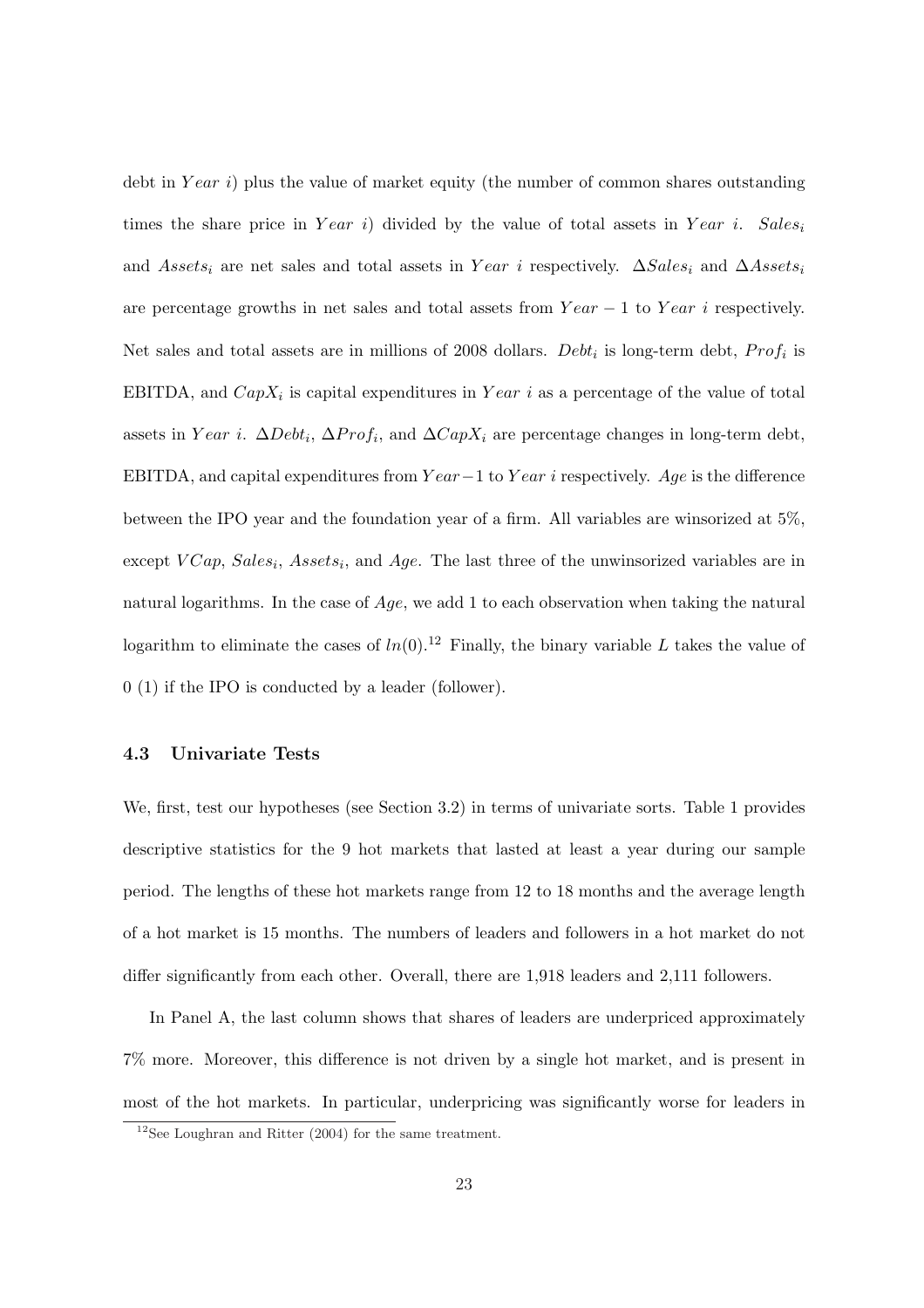debt in $Year\ i$) plus the value of market equity (the number of common shares outstanding times the share price in $Year\ i$) divided by the value of total assets in $Year\ i$. $Sales_i$ and $Assets_i$ are net sales and total assets in $Year\ i$ respectively. $\Delta Sales_i$ and $\Delta Assets_i$ are percentage growths in net sales and total assets from $Year - 1$ to $Year\ i$ respectively. Net sales and total assets are in millions of 2008 dollars. $Debt_i$ is long-term debt, $Prof_i$ is EBITDA, and $CapX_i$ is capital expenditures in $Year\ i$ as a percentage of the value of total assets in $Year\ i$. $\Delta Debt_i$, $\Delta Prof_i$, and $\Delta CapX_i$ are percentage changes in long-term debt, EBITDA, and capital expenditures from $Year-1$ to $Year\ i$ respectively. $Age$ is the difference between the IPO year and the foundation year of a firm. All variables are winsorized at 5%, except $VCap$, $Sales_i$, $Assets_i$, and $Age$. The last three of the unwinsorized variables are in natural logarithms. In the case of $Age$, we add 1 to each observation when taking the natural logarithm to eliminate the cases of $ln(0)$.[12] Finally, the binary variable $L$ takes the value of 0 (1) if the IPO is conducted by a leader (follower).

### 4.3 Univariate Tests

We, first, test our hypotheses (see Section 3.2) in terms of univariate sorts. Table 1 provides descriptive statistics for the 9 hot markets that lasted at least a year during our sample period. The lengths of these hot markets range from 12 to 18 months and the average length of a hot market is 15 months. The numbers of leaders and followers in a hot market do not differ significantly from each other. Overall, there are 1,918 leaders and 2,111 followers.

In Panel A, the last column shows that shares of leaders are underpriced approximately 7% more. Moreover, this difference is not driven by a single hot market, and is present in most of the hot markets. In particular, underpricing was significantly worse for leaders in

[12] See Loughran and Ritter (2004) for the same treatment.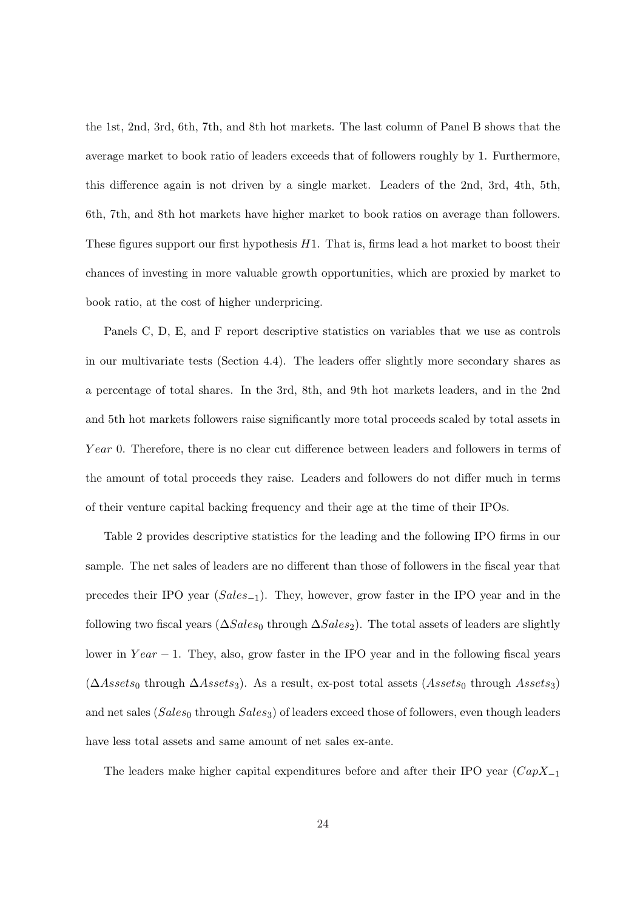the 1st, 2nd, 3rd, 6th, 7th, and 8th hot markets. The last column of Panel B shows that the average market to book ratio of leaders exceeds that of followers roughly by 1. Furthermore, this difference again is not driven by a single market. Leaders of the 2nd, 3rd, 4th, 5th, 6th, 7th, and 8th hot markets have higher market to book ratios on average than followers. These figures support our first hypothesis $H1$. That is, firms lead a hot market to boost their chances of investing in more valuable growth opportunities, which are proxied by market to book ratio, at the cost of higher underpricing.

Panels C, D, E, and F report descriptive statistics on variables that we use as controls in our multivariate tests (Section 4.4). The leaders offer slightly more secondary shares as a percentage of total shares. In the 3rd, 8th, and 9th hot markets leaders, and in the 2nd and 5th hot markets followers raise significantly more total proceeds scaled by total assets in $Year\ 0$. Therefore, there is no clear cut difference between leaders and followers in terms of the amount of total proceeds they raise. Leaders and followers do not differ much in terms of their venture capital backing frequency and their age at the time of their IPOs.

Table 2 provides descriptive statistics for the leading and the following IPO firms in our sample. The net sales of leaders are no different than those of followers in the fiscal year that precedes their IPO year ($Sales_{-1}$). They, however, grow faster in the IPO year and in the following two fiscal years ($\Delta Sales_0$ through $\Delta Sales_2$). The total assets of leaders are slightly lower in $Year - 1$. They, also, grow faster in the IPO year and in the following fiscal years ($\Delta Assets_0$ through $\Delta Assets_3$). As a result, ex-post total assets ($Assets_0$ through $Assets_3$) and net sales ($Sales_0$ through $Sales_3$) of leaders exceed those of followers, even though leaders have less total assets and same amount of net sales ex-ante.

The leaders make higher capital expenditures before and after their IPO year ($CapX_{-1}$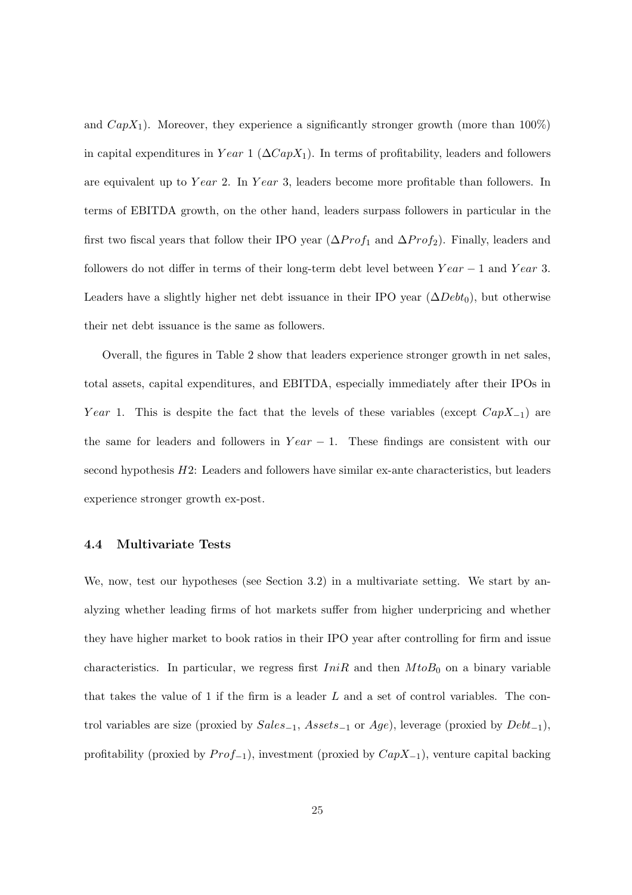and $CapX_1$). Moreover, they experience a significantly stronger growth (more than 100%) in capital expenditures in $Year$ 1 ($\Delta CapX_1$). In terms of profitability, leaders and followers are equivalent up to $Year$ 2. In $Year$ 3, leaders become more profitable than followers. In terms of EBITDA growth, on the other hand, leaders surpass followers in particular in the first two fiscal years that follow their IPO year ($\Delta Prof_1$ and $\Delta Prof_2$). Finally, leaders and followers do not differ in terms of their long-term debt level between $Year - 1$ and $Year$ 3. Leaders have a slightly higher net debt issuance in their IPO year ($\Delta Debt_0$), but otherwise their net debt issuance is the same as followers.

Overall, the figures in Table 2 show that leaders experience stronger growth in net sales, total assets, capital expenditures, and EBITDA, especially immediately after their IPOs in $Year$ 1. This is despite the fact that the levels of these variables (except $CapX_{-1}$) are the same for leaders and followers in $Year - 1$. These findings are consistent with our second hypothesis $H2$: Leaders and followers have similar ex-ante characteristics, but leaders experience stronger growth ex-post.

### 4.4 Multivariate Tests

We, now, test our hypotheses (see Section 3.2) in a multivariate setting. We start by analyzing whether leading firms of hot markets suffer from higher underpricing and whether they have higher market to book ratios in their IPO year after controlling for firm and issue characteristics. In particular, we regress first $IniR$ and then $MtoB_0$ on a binary variable that takes the value of 1 if the firm is a leader $L$ and a set of control variables. The control variables are size (proxied by $Sales_{-1}$, $Assets_{-1}$ or $Age$), leverage (proxied by $Debt_{-1}$), profitability (proxied by $Prof_{-1}$), investment (proxied by $CapX_{-1}$), venture capital backing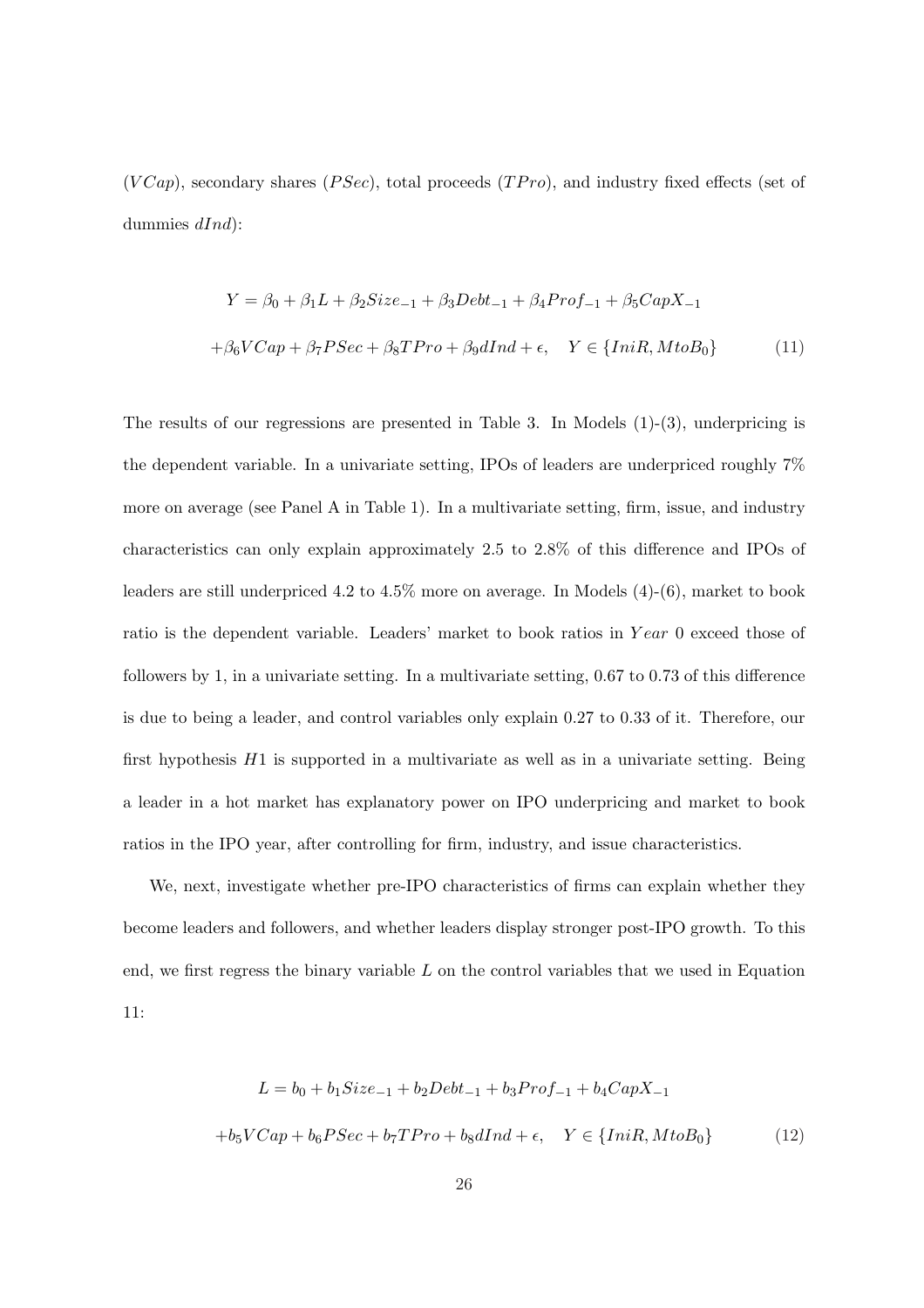($VCap$), secondary shares ($PSec$), total proceeds ($TPro$), and industry fixed effects (set of dummies $dInd$):

$$Y = \beta_0 + \beta_1 L + \beta_2 Size_{-1} + \beta_3 Debt_{-1} + \beta_4 Prof_{-1} + \beta_5 CapX_{-1}$$
$$+\beta_6 VCap + \beta_7 PSec + \beta_8 TPro + \beta_9 dInd + \epsilon, \quad Y \in \{IniR, MtoB_0\} \tag{11}$$

The results of our regressions are presented in Table 3. In Models (1)-(3), underpricing is the dependent variable. In a univariate setting, IPOs of leaders are underpriced roughly 7% more on average (see Panel A in Table 1). In a multivariate setting, firm, issue, and industry characteristics can only explain approximately 2.5 to 2.8% of this difference and IPOs of leaders are still underpriced 4.2 to 4.5% more on average. In Models (4)-(6), market to book ratio is the dependent variable. Leaders' market to book ratios in $Year$ 0 exceed those of followers by 1, in a univariate setting. In a multivariate setting, 0.67 to 0.73 of this difference is due to being a leader, and control variables only explain 0.27 to 0.33 of it. Therefore, our first hypothesis $H1$ is supported in a multivariate as well as in a univariate setting. Being a leader in a hot market has explanatory power on IPO underpricing and market to book ratios in the IPO year, after controlling for firm, industry, and issue characteristics.

We, next, investigate whether pre-IPO characteristics of firms can explain whether they become leaders and followers, and whether leaders display stronger post-IPO growth. To this end, we first regress the binary variable $L$ on the control variables that we used in Equation 11:

$$L = b_0 + b_1 Size_{-1} + b_2 Debt_{-1} + b_3 Prof_{-1} + b_4 CapX_{-1}$$
$$+b_5 VCap + b_6 PSec + b_7 TPro + b_8 dInd + \epsilon, \quad Y \in \{IniR, MtoB_0\} \tag{12}$$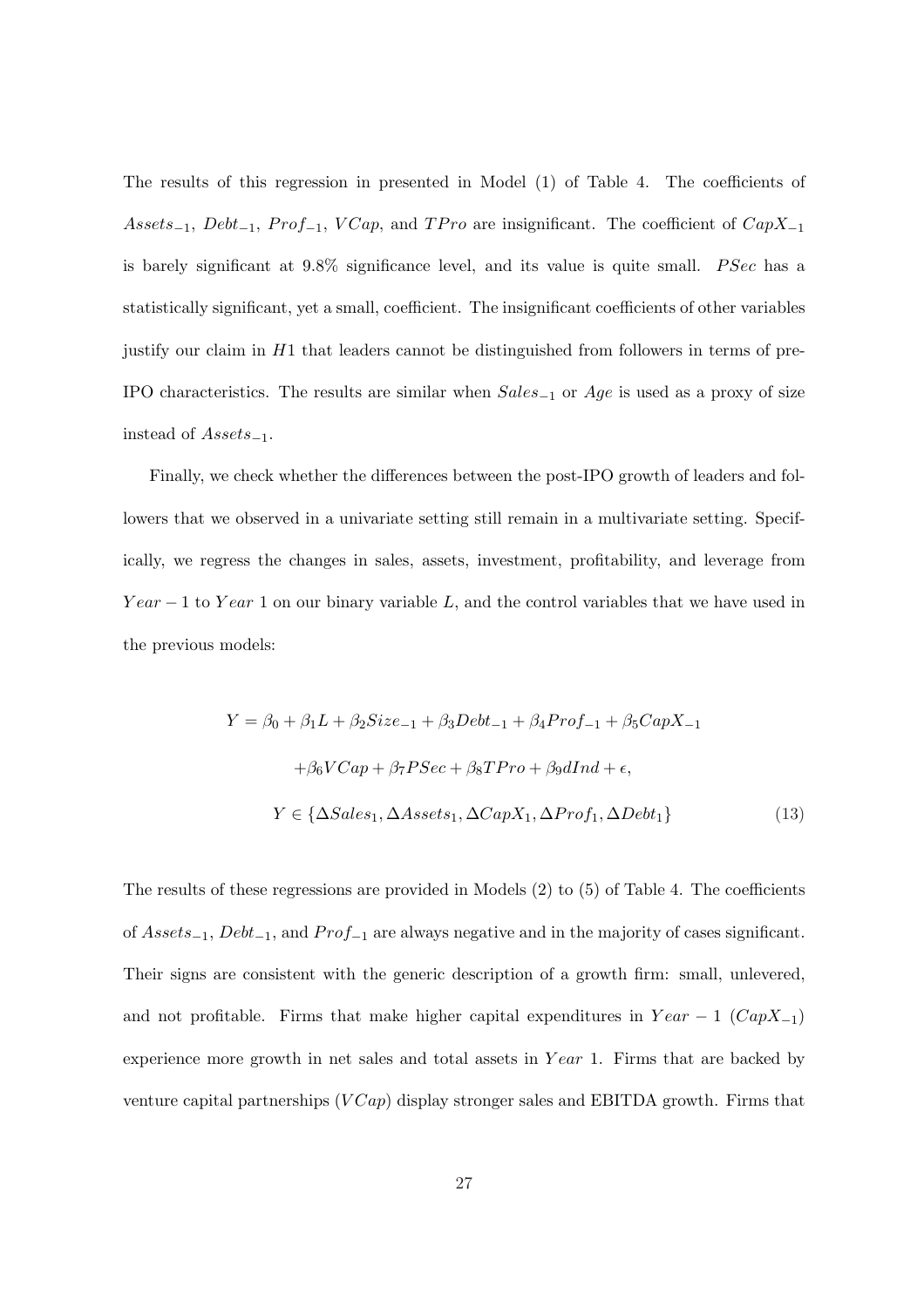The results of this regression in presented in Model (1) of Table 4. The coefficients of $Assets_{-1}$, $Debt_{-1}$, $Prof_{-1}$, $VCap$, and $TPro$ are insignificant. The coefficient of $CapX_{-1}$ is barely significant at 9.8% significance level, and its value is quite small. $PSec$ has a statistically significant, yet a small, coefficient. The insignificant coefficients of other variables justify our claim in $H1$ that leaders cannot be distinguished from followers in terms of pre-IPO characteristics. The results are similar when $Sales_{-1}$ or $Age$ is used as a proxy of size instead of $Assets_{-1}$.

Finally, we check whether the differences between the post-IPO growth of leaders and followers that we observed in a univariate setting still remain in a multivariate setting. Specifically, we regress the changes in sales, assets, investment, profitability, and leverage from $Year-1$ to $Year$ 1 on our binary variable $L$, and the control variables that we have used in the previous models:

$$
\begin{gathered}
Y = \beta_0 + \beta_1 L + \beta_2 Size_{-1} + \beta_3 Debt_{-1} + \beta_4 Prof_{-1} + \beta_5 CapX_{-1} \\
+ \beta_6 VCap + \beta_7 PSec + \beta_8 TPro + \beta_9 dInd + \epsilon, \\
Y \in \{\Delta Sales_1, \Delta Assets_1, \Delta CapX_1, \Delta Prof_1, \Delta Debt_1\}
\end{gathered}
\tag{13}
$$

The results of these regressions are provided in Models (2) to (5) of Table 4. The coefficients of $Assets_{-1}$, $Debt_{-1}$, and $Prof_{-1}$ are always negative and in the majority of cases significant. Their signs are consistent with the generic description of a growth firm: small, unlevered, and not profitable. Firms that make higher capital expenditures in $Year-1$ ($CapX_{-1}$) experience more growth in net sales and total assets in $Year$ 1. Firms that are backed by venture capital partnerships ($VCap$) display stronger sales and EBITDA growth. Firms that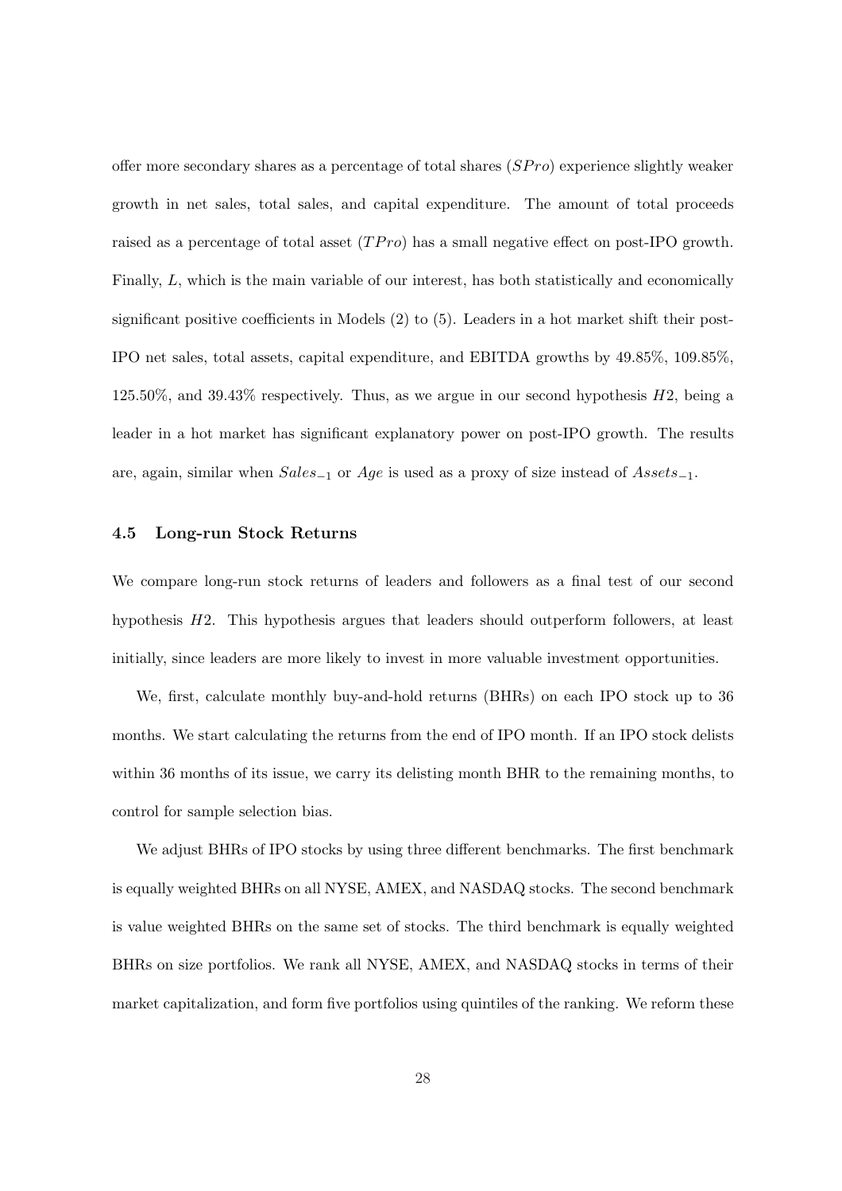offer more secondary shares as a percentage of total shares ($SPro$) experience slightly weaker growth in net sales, total sales, and capital expenditure. The amount of total proceeds raised as a percentage of total asset ($TPro$) has a small negative effect on post-IPO growth. Finally, $L$, which is the main variable of our interest, has both statistically and economically significant positive coefficients in Models (2) to (5). Leaders in a hot market shift their post-IPO net sales, total assets, capital expenditure, and EBITDA growths by 49.85%, 109.85%, 125.50%, and 39.43% respectively. Thus, as we argue in our second hypothesis $H2$, being a leader in a hot market has significant explanatory power on post-IPO growth. The results are, again, similar when $Sales_{-1}$ or $Age$ is used as a proxy of size instead of $Assets_{-1}$.

### 4.5 Long-run Stock Returns

We compare long-run stock returns of leaders and followers as a final test of our second hypothesis $H2$. This hypothesis argues that leaders should outperform followers, at least initially, since leaders are more likely to invest in more valuable investment opportunities.

We, first, calculate monthly buy-and-hold returns (BHRs) on each IPO stock up to 36 months. We start calculating the returns from the end of IPO month. If an IPO stock delists within 36 months of its issue, we carry its delisting month BHR to the remaining months, to control for sample selection bias.

We adjust BHRs of IPO stocks by using three different benchmarks. The first benchmark is equally weighted BHRs on all NYSE, AMEX, and NASDAQ stocks. The second benchmark is value weighted BHRs on the same set of stocks. The third benchmark is equally weighted BHRs on size portfolios. We rank all NYSE, AMEX, and NASDAQ stocks in terms of their market capitalization, and form five portfolios using quintiles of the ranking. We reform these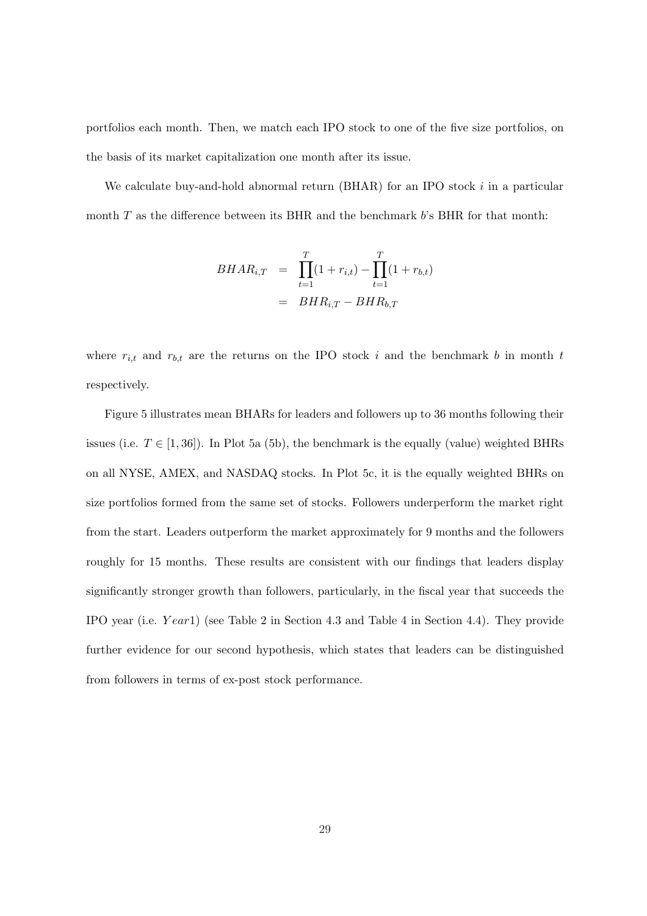portfolios each month. Then, we match each IPO stock to one of the five size portfolios, on the basis of its market capitalization one month after its issue.

We calculate buy-and-hold abnormal return (BHAR) for an IPO stock $i$ in a particular month $T$ as the difference between its BHR and the benchmark $b$'s BHR for that month:

$$
\begin{aligned}
BHAR_{i,T} &= \prod_{t=1}^{T}(1 + r_{i,t}) - \prod_{t=1}^{T}(1 + r_{b,t}) \\
&= BHR_{i,T} - BHR_{b,T}
\end{aligned}
$$

where $r_{i,t}$ and $r_{b,t}$ are the returns on the IPO stock $i$ and the benchmark $b$ in month $t$ respectively.

Figure 5 illustrates mean BHARs for leaders and followers up to 36 months following their issues (i.e. $T \in [1, 36]$). In Plot 5a (5b), the benchmark is the equally (value) weighted BHRs on all NYSE, AMEX, and NASDAQ stocks. In Plot 5c, it is the equally weighted BHRs on size portfolios formed from the same set of stocks. Followers underperform the market right from the start. Leaders outperform the market approximately for 9 months and the followers roughly for 15 months. These results are consistent with our findings that leaders display significantly stronger growth than followers, particularly, in the fiscal year that succeeds the IPO year (i.e. $Year1$) (see Table 2 in Section 4.3 and Table 4 in Section 4.4). They provide further evidence for our second hypothesis, which states that leaders can be distinguished from followers in terms of ex-post stock performance.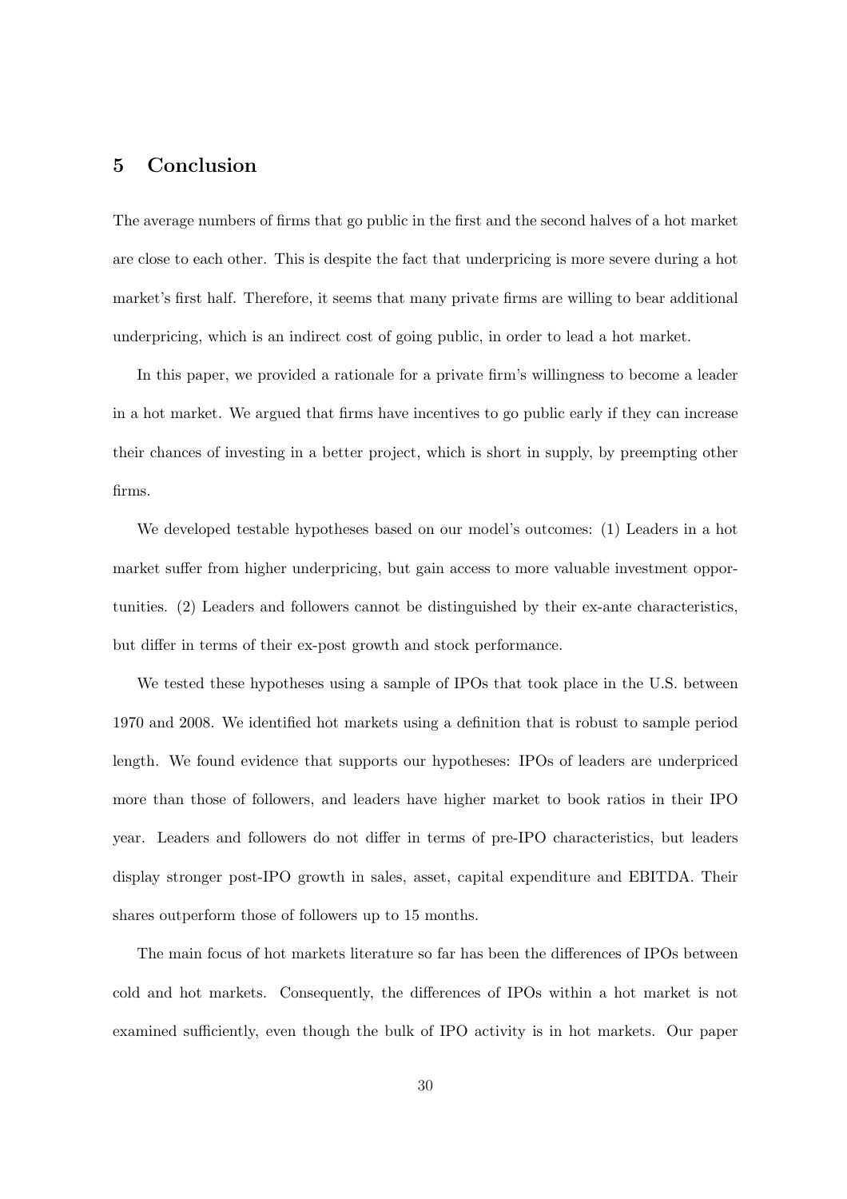## 5 Conclusion

The average numbers of firms that go public in the first and the second halves of a hot market are close to each other. This is despite the fact that underpricing is more severe during a hot market's first half. Therefore, it seems that many private firms are willing to bear additional underpricing, which is an indirect cost of going public, in order to lead a hot market.

In this paper, we provided a rationale for a private firm's willingness to become a leader in a hot market. We argued that firms have incentives to go public early if they can increase their chances of investing in a better project, which is short in supply, by preempting other firms.

We developed testable hypotheses based on our model's outcomes: (1) Leaders in a hot market suffer from higher underpricing, but gain access to more valuable investment opportunities. (2) Leaders and followers cannot be distinguished by their ex-ante characteristics, but differ in terms of their ex-post growth and stock performance.

We tested these hypotheses using a sample of IPOs that took place in the U.S. between 1970 and 2008. We identified hot markets using a definition that is robust to sample period length. We found evidence that supports our hypotheses: IPOs of leaders are underpriced more than those of followers, and leaders have higher market to book ratios in their IPO year. Leaders and followers do not differ in terms of pre-IPO characteristics, but leaders display stronger post-IPO growth in sales, asset, capital expenditure and EBITDA. Their shares outperform those of followers up to 15 months.

The main focus of hot markets literature so far has been the differences of IPOs between cold and hot markets. Consequently, the differences of IPOs within a hot market is not examined sufficiently, even though the bulk of IPO activity is in hot markets. Our paper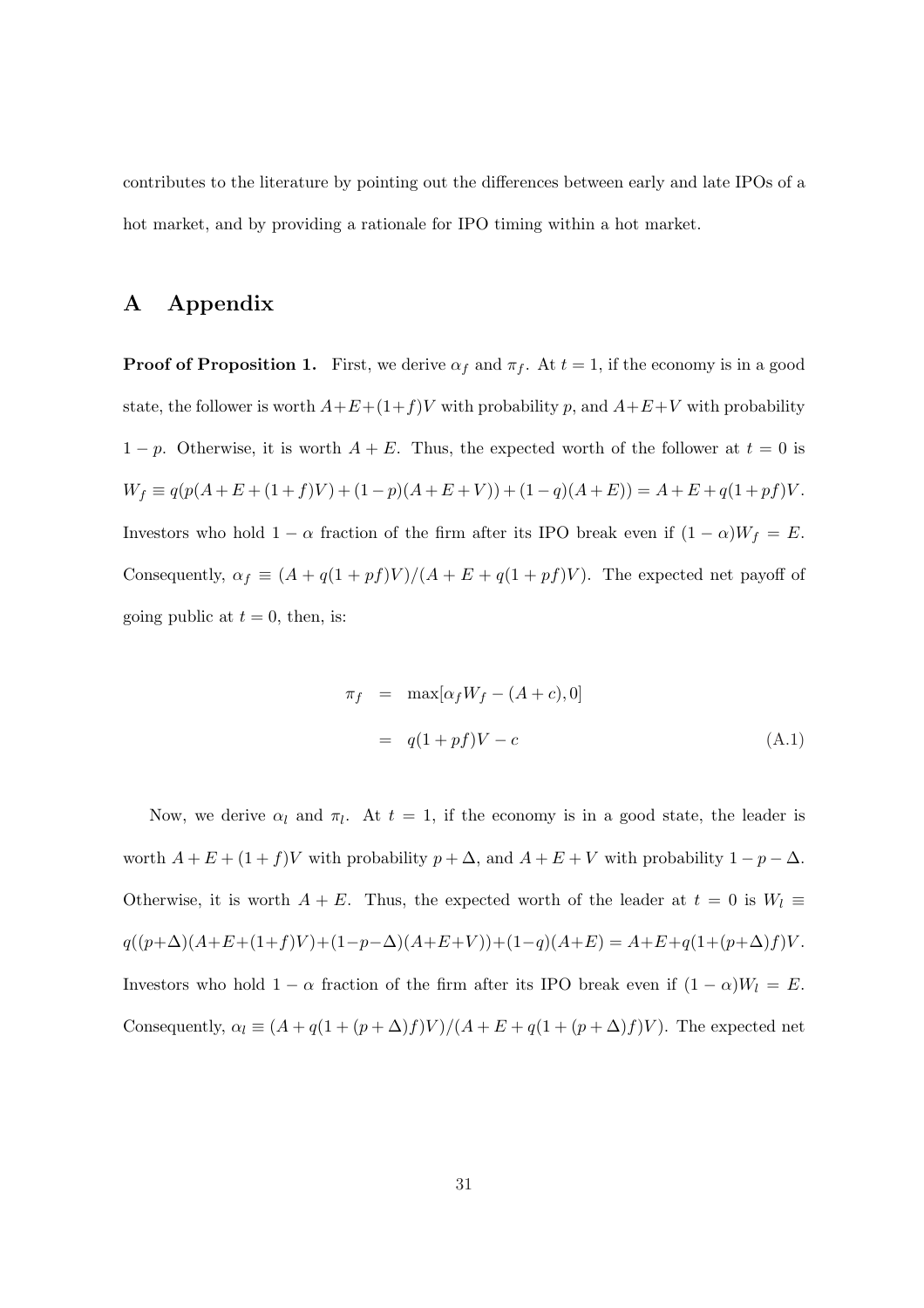contributes to the literature by pointing out the differences between early and late IPOs of a hot market, and by providing a rationale for IPO timing within a hot market.

# A Appendix

**Proof of Proposition 1.** First, we derive $\alpha_f$ and $\pi_f$. At $t = 1$, if the economy is in a good state, the follower is worth $A+E+(1+f)V$ with probability $p$, and $A+E+V$ with probability $1-p$. Otherwise, it is worth $A+E$. Thus, the expected worth of the follower at $t = 0$ is $W_f \equiv q(p(A+E+(1+f)V)+(1-p)(A+E+V))+(1-q)(A+E)) = A+E+q(1+pf)V$. Investors who hold $1-\alpha$ fraction of the firm after its IPO break even if $(1-\alpha)W_f = E$. Consequently, $\alpha_f \equiv (A + q(1 + pf)V)/(A + E + q(1 + pf)V)$. The expected net payoff of going public at $t = 0$, then, is:

$$\begin{aligned} \pi_f &= \max[\alpha_f W_f - (A + c), 0] \\ &= q(1 + pf)V - c \end{aligned} \tag{A.1}$$

Now, we derive $\alpha_l$ and $\pi_l$. At $t = 1$, if the economy is in a good state, the leader is worth $A + E + (1 + f)V$ with probability $p + \Delta$, and $A + E + V$ with probability $1 - p - \Delta$. Otherwise, it is worth $A + E$. Thus, the expected worth of the leader at $t = 0$ is $W_l \equiv q((p+\Delta)(A+E+(1+f)V)+(1-p-\Delta)(A+E+V))+(1-q)(A+E) = A+E+q(1+(p+\Delta)f)V$. Investors who hold $1-\alpha$ fraction of the firm after its IPO break even if $(1-\alpha)W_l = E$. Consequently, $\alpha_l \equiv (A + q(1 + (p + \Delta)f)V)/(A + E + q(1 + (p + \Delta)f)V)$. The expected net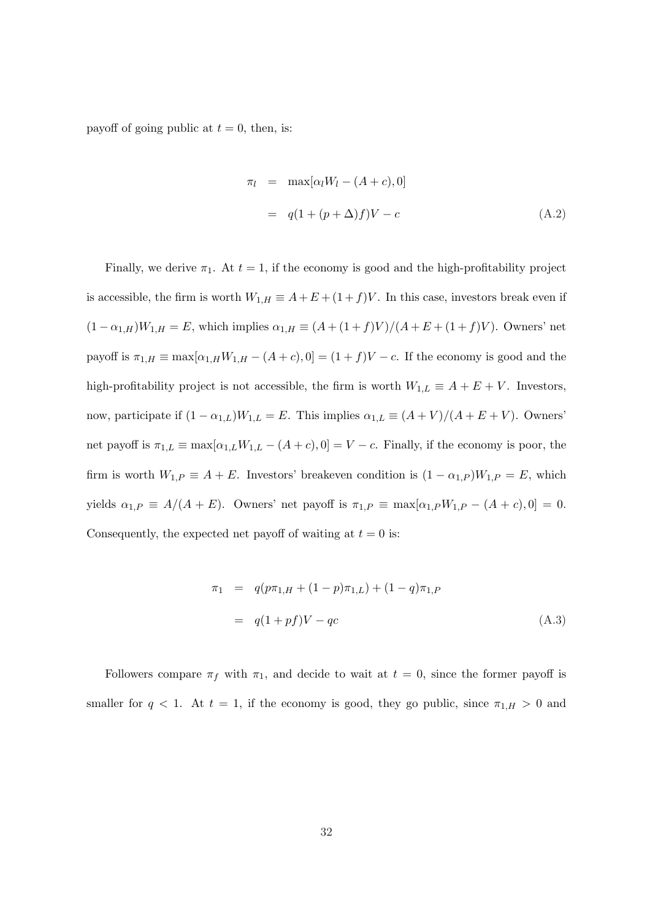payoff of going public at $t = 0$, then, is:

$$
\begin{aligned}
\pi_l &= \max[\alpha_l W_l - (A + c), 0] \\
&= q(1 + (p + \Delta)f)V - c
\end{aligned}
\tag{A.2}
$$

Finally, we derive $\pi_1$. At $t = 1$, if the economy is good and the high-profitability project is accessible, the firm is worth $W_{1,H} \equiv A + E + (1+f)V$. In this case, investors break even if $(1 - \alpha_{1,H})W_{1,H} = E$, which implies $\alpha_{1,H} \equiv (A + (1+f)V)/(A + E + (1+f)V)$. Owners' net payoff is $\pi_{1,H} \equiv \max[\alpha_{1,H} W_{1,H} - (A + c), 0] = (1+f)V - c$. If the economy is good and the high-profitability project is not accessible, the firm is worth $W_{1,L} \equiv A + E + V$. Investors, now, participate if $(1 - \alpha_{1,L})W_{1,L} = E$. This implies $\alpha_{1,L} \equiv (A + V)/(A + E + V)$. Owners' net payoff is $\pi_{1,L} \equiv \max[\alpha_{1,L} W_{1,L} - (A + c), 0] = V - c$. Finally, if the economy is poor, the firm is worth $W_{1,P} \equiv A + E$. Investors' breakeven condition is $(1 - \alpha_{1,P})W_{1,P} = E$, which yields $\alpha_{1,P} \equiv A/(A + E)$. Owners' net payoff is $\pi_{1,P} \equiv \max[\alpha_{1,P} W_{1,P} - (A + c), 0] = 0$. Consequently, the expected net payoff of waiting at $t = 0$ is:

$$
\begin{aligned}
\pi_1 &= q(p\pi_{1,H} + (1 - p)\pi_{1,L}) + (1 - q)\pi_{1,P} \\
&= q(1 + pf)V - qc
\end{aligned}
\tag{A.3}
$$

Followers compare $\pi_f$ with $\pi_1$, and decide to wait at $t = 0$, since the former payoff is smaller for $q < 1$. At $t = 1$, if the economy is good, they go public, since $\pi_{1,H} > 0$ and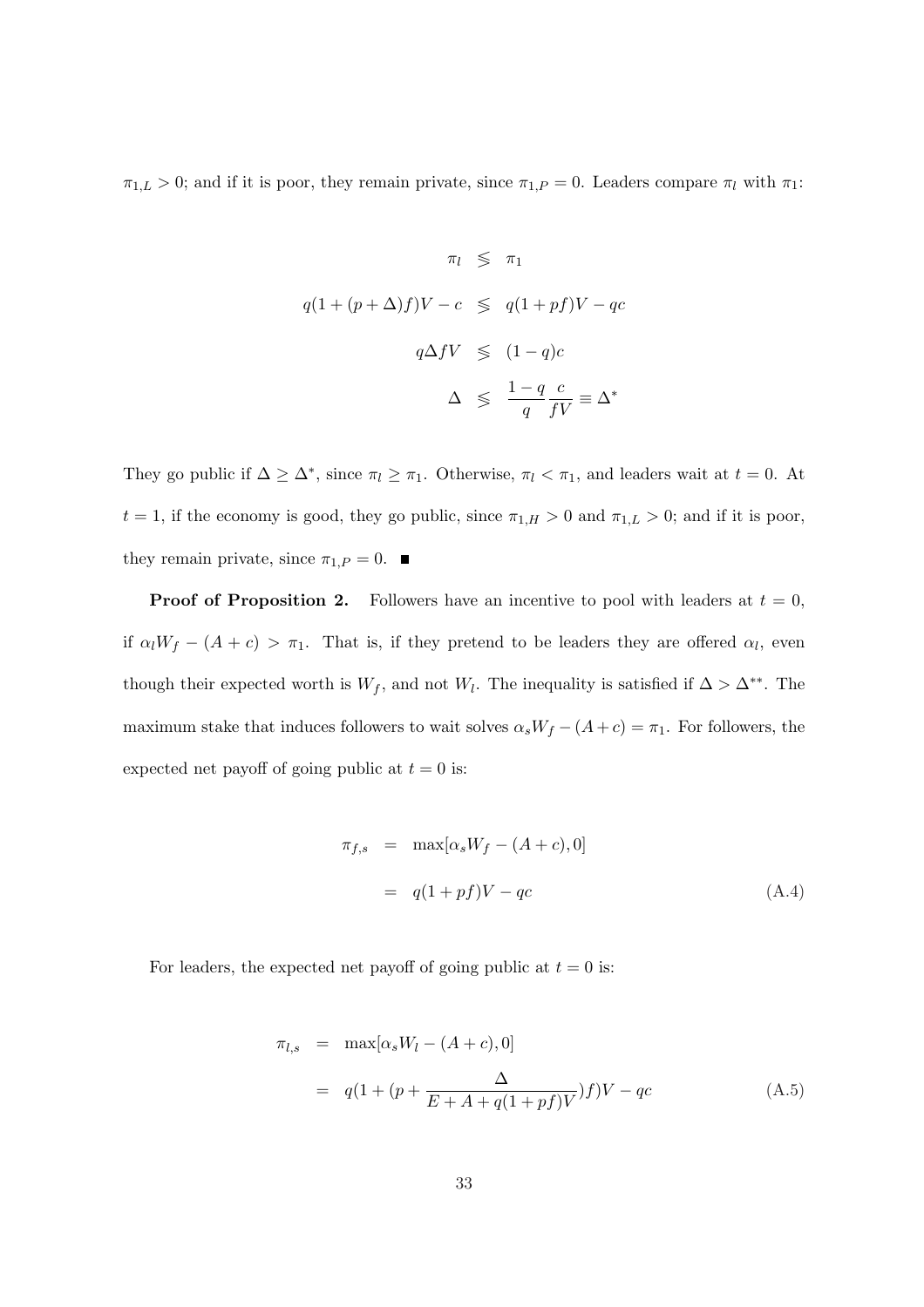$\pi_{1,L} > 0$; and if it is poor, they remain private, since $\pi_{1,P} = 0$. Leaders compare $\pi_l$ with $\pi_1$:

$$
\begin{aligned}
\pi_l &\lesseqgtr \pi_1 \\
q(1 + (p + \Delta)f)V - c &\lesseqgtr q(1 + pf)V - qc \\
q\Delta fV &\lesseqgtr (1 - q)c \\
\Delta &\lesseqgtr \frac{1 - q}{q}\frac{c}{fV} \equiv \Delta^*
\end{aligned}
$$

They go public if $\Delta \geq \Delta^*$, since $\pi_l \geq \pi_1$. Otherwise, $\pi_l < \pi_1$, and leaders wait at $t = 0$. At $t = 1$, if the economy is good, they go public, since $\pi_{1,H} > 0$ and $\pi_{1,L} > 0$; and if it is poor, they remain private, since $\pi_{1,P} = 0$. ■

**Proof of Proposition 2.** Followers have an incentive to pool with leaders at $t = 0$, if $\alpha_l W_f - (A + c) > \pi_1$. That is, if they pretend to be leaders they are offered $\alpha_l$, even though their expected worth is $W_f$, and not $W_l$. The inequality is satisfied if $\Delta > \Delta^{**}$. The maximum stake that induces followers to wait solves $\alpha_s W_f - (A + c) = \pi_1$. For followers, the expected net payoff of going public at $t = 0$ is:

$$
\begin{aligned}
\pi_{f,s} &= \max[\alpha_s W_f - (A + c), 0] \\
&= q(1 + pf)V - qc
\end{aligned}
\tag{A.4}
$$

For leaders, the expected net payoff of going public at $t = 0$ is:

$$
\begin{aligned}
\pi_{l,s} &= \max[\alpha_s W_l - (A + c), 0] \\
&= q(1 + (p + \frac{\Delta}{E + A + q(1 + pf)V})f)V - qc
\end{aligned}
\tag{A.5}
$$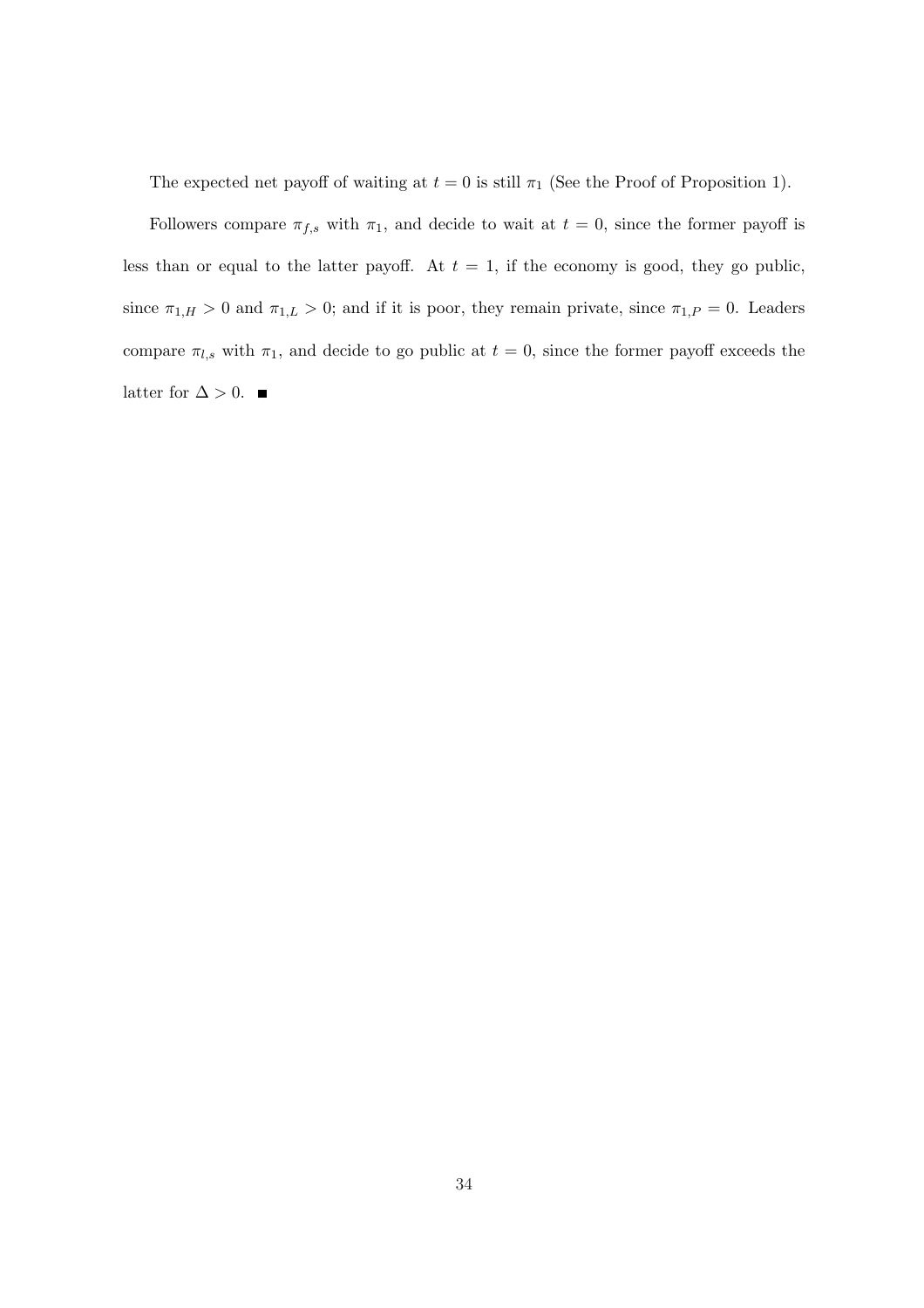The expected net payoff of waiting at $t = 0$ is still $\pi_1$ (See the Proof of Proposition 1).

Followers compare $\pi_{f,s}$ with $\pi_1$, and decide to wait at $t = 0$, since the former payoff is less than or equal to the latter payoff. At $t = 1$, if the economy is good, they go public, since $\pi_{1,H} > 0$ and $\pi_{1,L} > 0$; and if it is poor, they remain private, since $\pi_{1,P} = 0$. Leaders compare $\pi_{l,s}$ with $\pi_1$, and decide to go public at $t = 0$, since the former payoff exceeds the latter for $\Delta > 0$. ■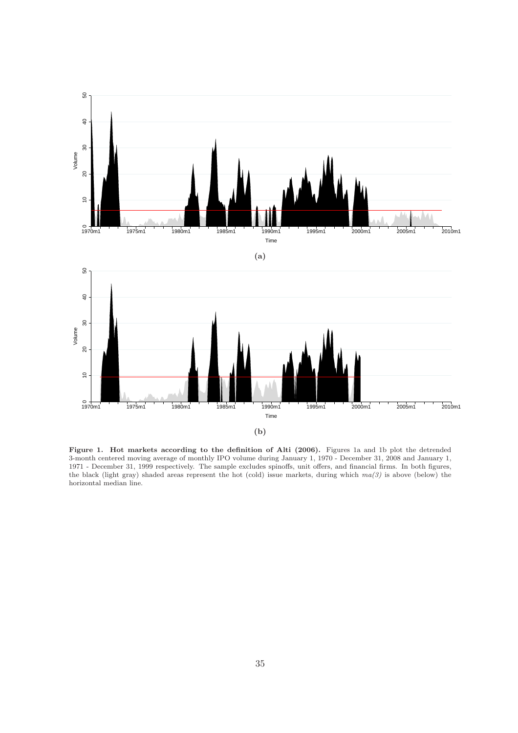(a)

(b)

**Figure 1. Hot markets according to the definition of Alti (2006).** Figures 1a and 1b plot the detrended 3-month centered moving average of monthly IPO volume during January 1, 1970 - December 31, 2008 and January 1, 1971 - December 31, 1999 respectively. The sample excludes spinoffs, unit offers, and financial firms. In both figures, the black (light gray) shaded areas represent the hot (cold) issue markets, during which *ma(3)* is above (below) the horizontal median line.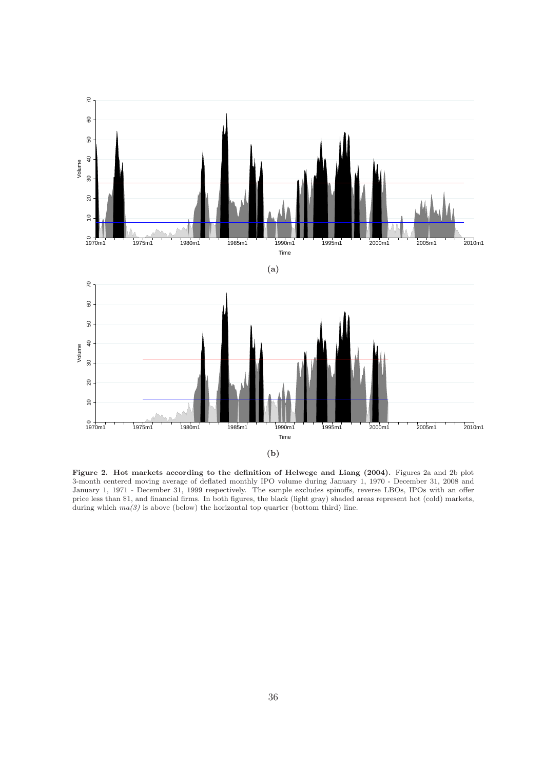(a)

(b)

**Figure 2. Hot markets according to the definition of Helwege and Liang (2004).** Figures 2a and 2b plot 3-month centered moving average of deflated monthly IPO volume during January 1, 1970 - December 31, 2008 and January 1, 1971 - December 31, 1999 respectively. The sample excludes spinoffs, reverse LBOs, IPOs with an offer price less than $1, and financial firms. In both figures, the black (light gray) shaded areas represent hot (cold) markets, during which *ma(3)* is above (below) the horizontal top quarter (bottom third) line.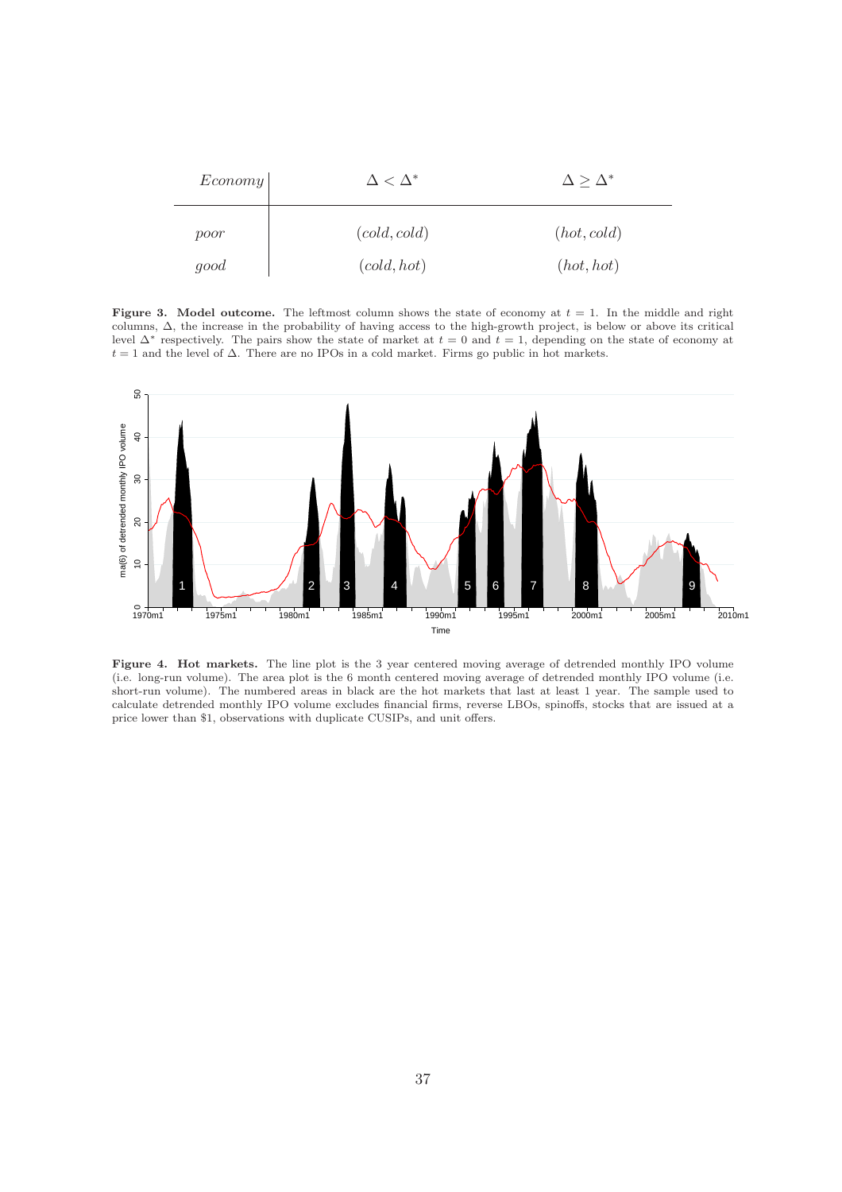| *Economy* | $\Delta < \Delta^*$ | $\Delta \geq \Delta^*$ |
|---|---|---|
| *poor* | $(cold, cold)$ | $(hot, cold)$ |
| *good* | $(cold, hot)$ | $(hot, hot)$ |

**Figure 3. Model outcome.** The leftmost column shows the state of economy at $t = 1$. In the middle and right columns, $\Delta$, the increase in the probability of having access to the high-growth project, is below or above its critical level $\Delta^*$ respectively. The pairs show the state of market at $t = 0$ and $t = 1$, depending on the state of economy at $t = 1$ and the level of $\Delta$. There are no IPOs in a cold market. Firms go public in hot markets.

**Figure 4. Hot markets.** The line plot is the 3 year centered moving average of detrended monthly IPO volume (i.e. long-run volume). The area plot is the 6 month centered moving average of detrended monthly IPO volume (i.e. short-run volume). The numbered areas in black are the hot markets that last at least 1 year. The sample used to calculate detrended monthly IPO volume excludes financial firms, reverse LBOs, spinoffs, stocks that are issued at a price lower than $1, observations with duplicate CUSIPs, and unit offers.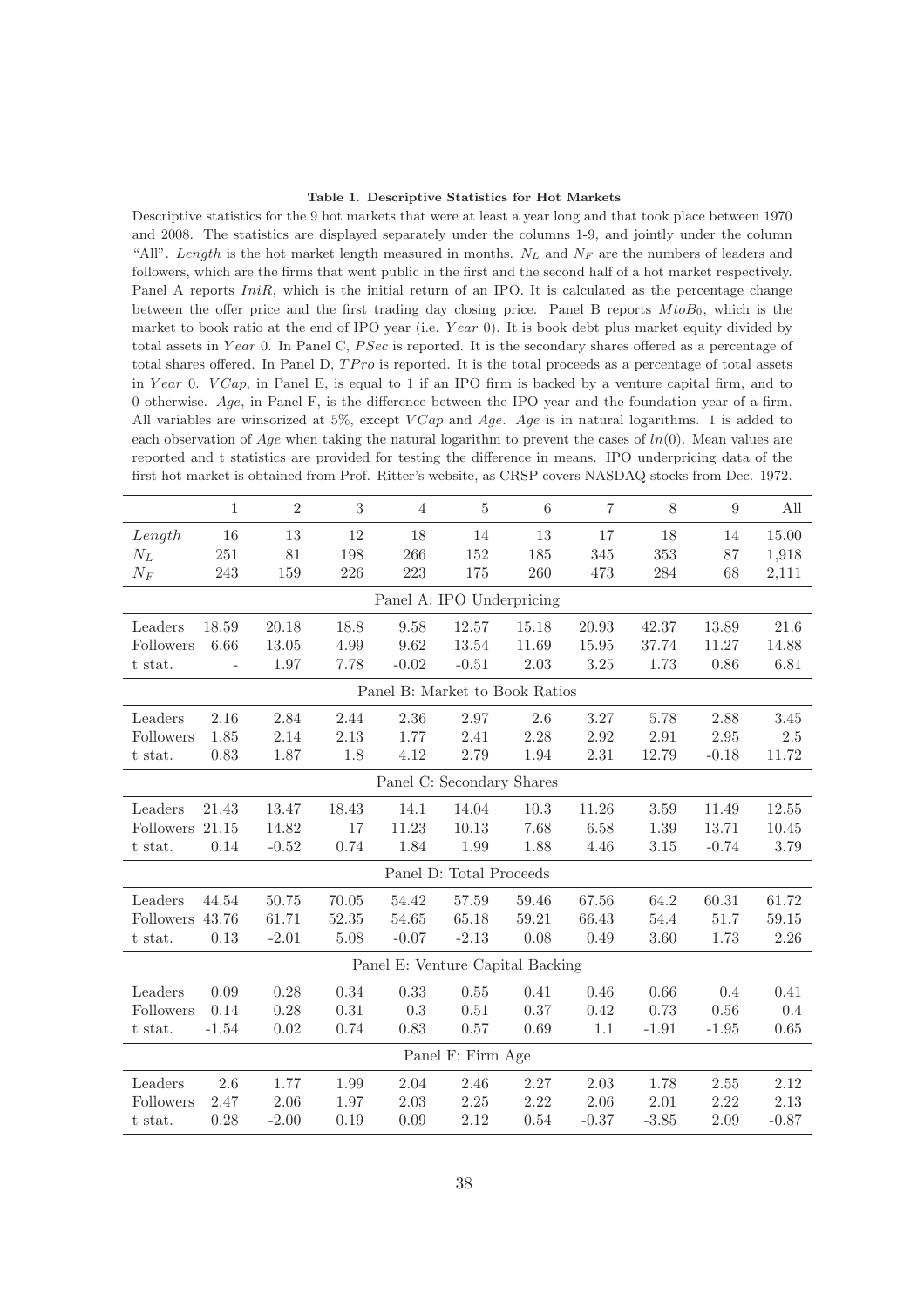**Table 1. Descriptive Statistics for Hot Markets**

Descriptive statistics for the 9 hot markets that were at least a year long and that took place between 1970 and 2008. The statistics are displayed separately under the columns 1-9, and jointly under the column "All". *Length* is the hot market length measured in months. $N_L$ and $N_F$ are the numbers of leaders and followers, which are the firms that went public in the first and the second half of a hot market respectively. Panel A reports $IniR$, which is the initial return of an IPO. It is calculated as the percentage change between the offer price and the first trading day closing price. Panel B reports $MtoB_0$, which is the market to book ratio at the end of IPO year (i.e. $Year$ 0). It is book debt plus market equity divided by total assets in $Year$ 0. In Panel C, $PSec$ is reported. It is the secondary shares offered as a percentage of total shares offered. In Panel D, $TPro$ is reported. It is the total proceeds as a percentage of total assets in $Year$ 0. $VCap$, in Panel E, is equal to 1 if an IPO firm is backed by a venture capital firm, and to 0 otherwise. $Age$, in Panel F, is the difference between the IPO year and the foundation year of a firm. All variables are winsorized at 5%, except $VCap$ and $Age$. $Age$ is in natural logarithms. 1 is added to each observation of $Age$ when taking the natural logarithm to prevent the cases of $ln(0)$. Mean values are reported and t statistics are provided for testing the difference in means. IPO underpricing data of the first hot market is obtained from Prof. Ritter's website, as CRSP covers NASDAQ stocks from Dec. 1972.

| | 1 | 2 | 3 | 4 | 5 | 6 | 7 | 8 | 9 | All |
|---|---|---|---|---|---|---|---|---|---|---|
| *Length* | 16 | 13 | 12 | 18 | 14 | 13 | 17 | 18 | 14 | 15.00 |
| $N_L$ | 251 | 81 | 198 | 266 | 152 | 185 | 345 | 353 | 87 | 1,918 |
| $N_F$ | 243 | 159 | 226 | 223 | 175 | 260 | 473 | 284 | 68 | 2,111 |
| **Panel A: IPO Underpricing** | | | | | | | | | | |
| Leaders | 18.59 | 20.18 | 18.8 | 9.58 | 12.57 | 15.18 | 20.93 | 42.37 | 13.89 | 21.6 |
| Followers | 6.66 | 13.05 | 4.99 | 9.62 | 13.54 | 11.69 | 15.95 | 37.74 | 11.27 | 14.88 |
| t stat. | - | 1.97 | 7.78 | -0.02 | -0.51 | 2.03 | 3.25 | 1.73 | 0.86 | 6.81 |
| **Panel B: Market to Book Ratios** | | | | | | | | | | |
| Leaders | 2.16 | 2.84 | 2.44 | 2.36 | 2.97 | 2.6 | 3.27 | 5.78 | 2.88 | 3.45 |
| Followers | 1.85 | 2.14 | 2.13 | 1.77 | 2.41 | 2.28 | 2.92 | 2.91 | 2.95 | 2.5 |
| t stat. | 0.83 | 1.87 | 1.8 | 4.12 | 2.79 | 1.94 | 2.31 | 12.79 | -0.18 | 11.72 |
| **Panel C: Secondary Shares** | | | | | | | | | | |
| Leaders | 21.43 | 13.47 | 18.43 | 14.1 | 14.04 | 10.3 | 11.26 | 3.59 | 11.49 | 12.55 |
| Followers | 21.15 | 14.82 | 17 | 11.23 | 10.13 | 7.68 | 6.58 | 1.39 | 13.71 | 10.45 |
| t stat. | 0.14 | -0.52 | 0.74 | 1.84 | 1.99 | 1.88 | 4.46 | 3.15 | -0.74 | 3.79 |
| **Panel D: Total Proceeds** | | | | | | | | | | |
| Leaders | 44.54 | 50.75 | 70.05 | 54.42 | 57.59 | 59.46 | 67.56 | 64.2 | 60.31 | 61.72 |
| Followers | 43.76 | 61.71 | 52.35 | 54.65 | 65.18 | 59.21 | 66.43 | 54.4 | 51.7 | 59.15 |
| t stat. | 0.13 | -2.01 | 5.08 | -0.07 | -2.13 | 0.08 | 0.49 | 3.60 | 1.73 | 2.26 |
| **Panel E: Venture Capital Backing** | | | | | | | | | | |
| Leaders | 0.09 | 0.28 | 0.34 | 0.33 | 0.55 | 0.41 | 0.46 | 0.66 | 0.4 | 0.41 |
| Followers | 0.14 | 0.28 | 0.31 | 0.3 | 0.51 | 0.37 | 0.42 | 0.73 | 0.56 | 0.4 |
| t stat. | -1.54 | 0.02 | 0.74 | 0.83 | 0.57 | 0.69 | 1.1 | -1.91 | -1.95 | 0.65 |
| **Panel F: Firm Age** | | | | | | | | | | |
| Leaders | 2.6 | 1.77 | 1.99 | 2.04 | 2.46 | 2.27 | 2.03 | 1.78 | 2.55 | 2.12 |
| Followers | 2.47 | 2.06 | 1.97 | 2.03 | 2.25 | 2.22 | 2.06 | 2.01 | 2.22 | 2.13 |
| t stat. | 0.28 | -2.00 | 0.19 | 0.09 | 2.12 | 0.54 | -0.37 | -3.85 | 2.09 | -0.87 |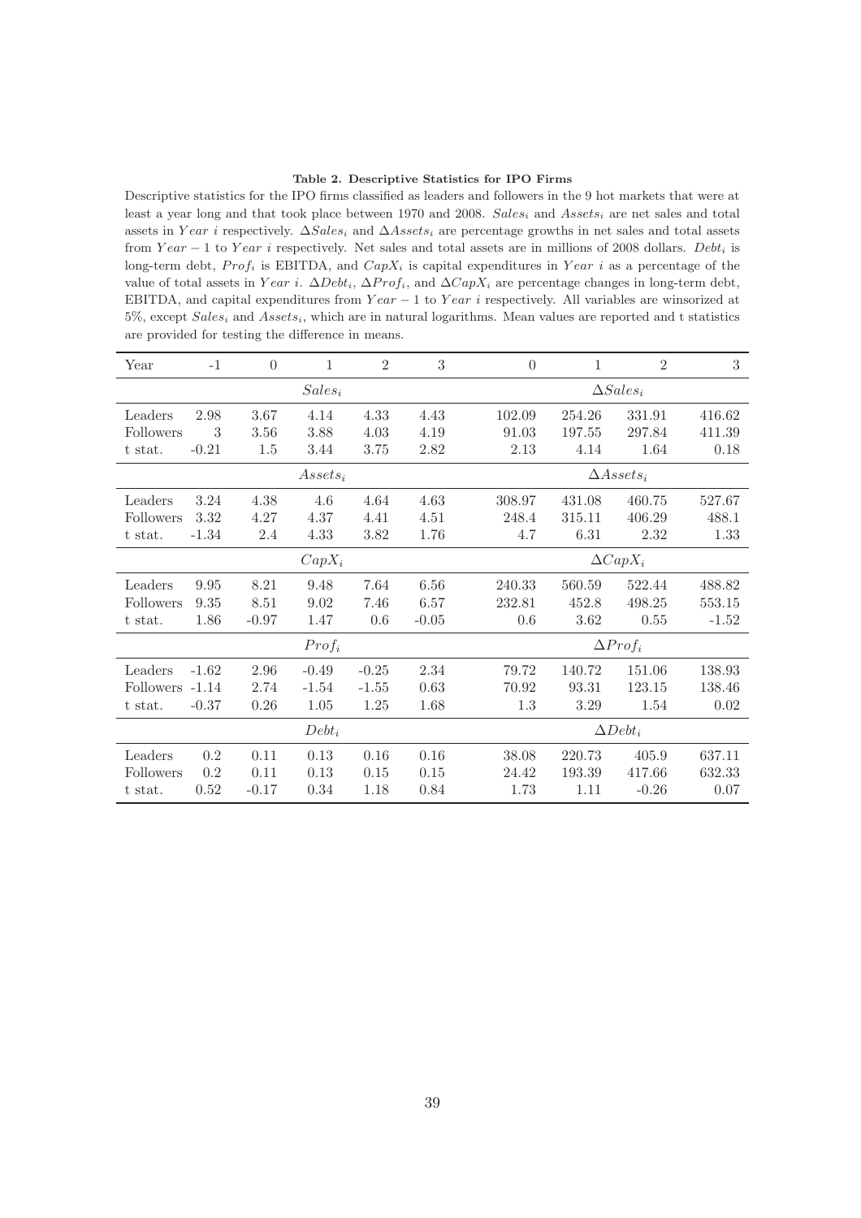**Table 2. Descriptive Statistics for IPO Firms**

Descriptive statistics for the IPO firms classified as leaders and followers in the 9 hot markets that were at least a year long and that took place between 1970 and 2008. $Sales_i$ and $Assets_i$ are net sales and total assets in $Year\ i$ respectively. $\Delta Sales_i$ and $\Delta Assets_i$ are percentage growths in net sales and total assets from $Year-1$ to $Year\ i$ respectively. Net sales and total assets are in millions of 2008 dollars. $Debt_i$ is long-term debt, $Prof_i$ is EBITDA, and $CapX_i$ is capital expenditures in $Year\ i$ as a percentage of the value of total assets in $Year\ i$. $\Delta Debt_i$, $\Delta Prof_i$, and $\Delta CapX_i$ are percentage changes in long-term debt, EBITDA, and capital expenditures from $Year-1$ to $Year\ i$ respectively. All variables are winsorized at 5%, except $Sales_i$ and $Assets_i$, which are in natural logarithms. Mean values are reported and t statistics are provided for testing the difference in means.

| Year | -1 | 0 | 1 | 2 | 3 | 0 | 1 | 2 | 3 |
|---|---|---|---|---|---|---|---|---|---|
| | | | $Sales_i$ | | | | $\Delta Sales_i$ | | |
| Leaders | 2.98 | 3.67 | 4.14 | 4.33 | 4.43 | 102.09 | 254.26 | 331.91 | 416.62 |
| Followers | 3 | 3.56 | 3.88 | 4.03 | 4.19 | 91.03 | 197.55 | 297.84 | 411.39 |
| t stat. | -0.21 | 1.5 | 3.44 | 3.75 | 2.82 | 2.13 | 4.14 | 1.64 | 0.18 |
| | | | $Assets_i$ | | | | $\Delta Assets_i$ | | |
| Leaders | 3.24 | 4.38 | 4.6 | 4.64 | 4.63 | 308.97 | 431.08 | 460.75 | 527.67 |
| Followers | 3.32 | 4.27 | 4.37 | 4.41 | 4.51 | 248.4 | 315.11 | 406.29 | 488.1 |
| t stat. | -1.34 | 2.4 | 4.33 | 3.82 | 1.76 | 4.7 | 6.31 | 2.32 | 1.33 |
| | | | $CapX_i$ | | | | $\Delta CapX_i$ | | |
| Leaders | 9.95 | 8.21 | 9.48 | 7.64 | 6.56 | 240.33 | 560.59 | 522.44 | 488.82 |
| Followers | 9.35 | 8.51 | 9.02 | 7.46 | 6.57 | 232.81 | 452.8 | 498.25 | 553.15 |
| t stat. | 1.86 | -0.97 | 1.47 | 0.6 | -0.05 | 0.6 | 3.62 | 0.55 | -1.52 |
| | | | $Prof_i$ | | | | $\Delta Prof_i$ | | |
| Leaders | -1.62 | 2.96 | -0.49 | -0.25 | 2.34 | 79.72 | 140.72 | 151.06 | 138.93 |
| Followers | -1.14 | 2.74 | -1.54 | -1.55 | 0.63 | 70.92 | 93.31 | 123.15 | 138.46 |
| t stat. | -0.37 | 0.26 | 1.05 | 1.25 | 1.68 | 1.3 | 3.29 | 1.54 | 0.02 |
| | | | $Debt_i$ | | | | $\Delta Debt_i$ | | |
| Leaders | 0.2 | 0.11 | 0.13 | 0.16 | 0.16 | 38.08 | 220.73 | 405.9 | 637.11 |
| Followers | 0.2 | 0.11 | 0.13 | 0.15 | 0.15 | 24.42 | 193.39 | 417.66 | 632.33 |
| t stat. | 0.52 | -0.17 | 0.34 | 1.18 | 0.84 | 1.73 | 1.11 | -0.26 | 0.07 |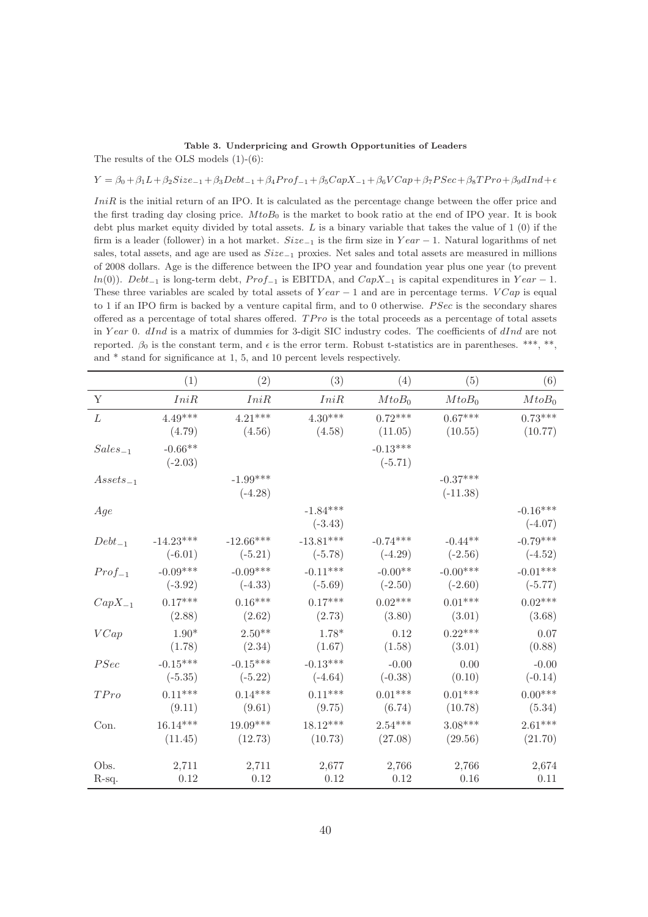**Table 3. Underpricing and Growth Opportunities of Leaders**

The results of the OLS models (1)-(6):

$$Y = \beta_0 + \beta_1 L + \beta_2 Size_{-1} + \beta_3 Debt_{-1} + \beta_4 Prof_{-1} + \beta_5 CapX_{-1} + \beta_6 VCap + \beta_7 PSec + \beta_8 TPro + \beta_9 dInd + \epsilon$$

$IniR$ is the initial return of an IPO. It is calculated as the percentage change between the offer price and the first trading day closing price. $MtoB_0$ is the market to book ratio at the end of IPO year. It is book debt plus market equity divided by total assets. $L$ is a binary variable that takes the value of 1 (0) if the firm is a leader (follower) in a hot market. $Size_{-1}$ is the firm size in $Year-1$. Natural logarithms of net sales, total assets, and age are used as $Size_{-1}$ proxies. Net sales and total assets are measured in millions of 2008 dollars. Age is the difference between the IPO year and foundation year plus one year (to prevent $ln(0)$). $Debt_{-1}$ is long-term debt, $Prof_{-1}$ is EBITDA, and $CapX_{-1}$ is capital expenditures in $Year-1$. These three variables are scaled by total assets of $Year-1$ and are in percentage terms. $VCap$ is equal to 1 if an IPO firm is backed by a venture capital firm, and to 0 otherwise. $PSec$ is the secondary shares offered as a percentage of total shares offered. $TPro$ is the total proceeds as a percentage of total assets in $Year$ 0. $dInd$ is a matrix of dummies for 3-digit SIC industry codes. The coefficients of $dInd$ are not reported. $\beta_0$ is the constant term, and $\epsilon$ is the error term. Robust t-statistics are in parentheses. ***, **, and * stand for significance at 1, 5, and 10 percent levels respectively.

| | (1) | (2) | (3) | (4) | (5) | (6) |
|---|---|---|---|---|---|---|
| Y | $IniR$ | $IniR$ | $IniR$ | $MtoB_0$ | $MtoB_0$ | $MtoB_0$ |
| $L$ | 4.49*** | 4.21*** | 4.30*** | 0.72*** | 0.67*** | 0.73*** |
| | (4.79) | (4.56) | (4.58) | (11.05) | (10.55) | (10.77) |
| $Sales_{-1}$ | -0.66** | | | -0.13*** | | |
| | (-2.03) | | | (-5.71) | | |
| $Assets_{-1}$ | | -1.99*** | | | -0.37*** | |
| | | (-4.28) | | | (-11.38) | |
| $Age$ | | | -1.84*** | | | -0.16*** |
| | | | (-3.43) | | | (-4.07) |
| $Debt_{-1}$ | -14.23*** | -12.66*** | -13.81*** | -0.74*** | -0.44** | -0.79*** |
| | (-6.01) | (-5.21) | (-5.78) | (-4.29) | (-2.56) | (-4.52) |
| $Prof_{-1}$ | -0.09*** | -0.09*** | -0.11*** | -0.00** | -0.00*** | -0.01*** |
| | (-3.92) | (-4.33) | (-5.69) | (-2.50) | (-2.60) | (-5.77) |
| $CapX_{-1}$ | 0.17*** | 0.16*** | 0.17*** | 0.02*** | 0.01*** | 0.02*** |
| | (2.88) | (2.62) | (2.73) | (3.80) | (3.01) | (3.68) |
| $VCap$ | 1.90* | 2.50** | 1.78* | 0.12 | 0.22*** | 0.07 |
| | (1.78) | (2.34) | (1.67) | (1.58) | (3.01) | (0.88) |
| $PSec$ | -0.15*** | -0.15*** | -0.13*** | -0.00 | 0.00 | -0.00 |
| | (-5.35) | (-5.22) | (-4.64) | (-0.38) | (0.10) | (-0.14) |
| $TPro$ | 0.11*** | 0.14*** | 0.11*** | 0.01*** | 0.01*** | 0.00*** |
| | (9.11) | (9.61) | (9.75) | (6.74) | (10.78) | (5.34) |
| Con. | 16.14*** | 19.09*** | 18.12*** | 2.54*** | 3.08*** | 2.61*** |
| | (11.45) | (12.73) | (10.73) | (27.08) | (29.56) | (21.70) |
| Obs. | 2,711 | 2,711 | 2,677 | 2,766 | 2,766 | 2,674 |
| R-sq. | 0.12 | 0.12 | 0.12 | 0.12 | 0.16 | 0.11 |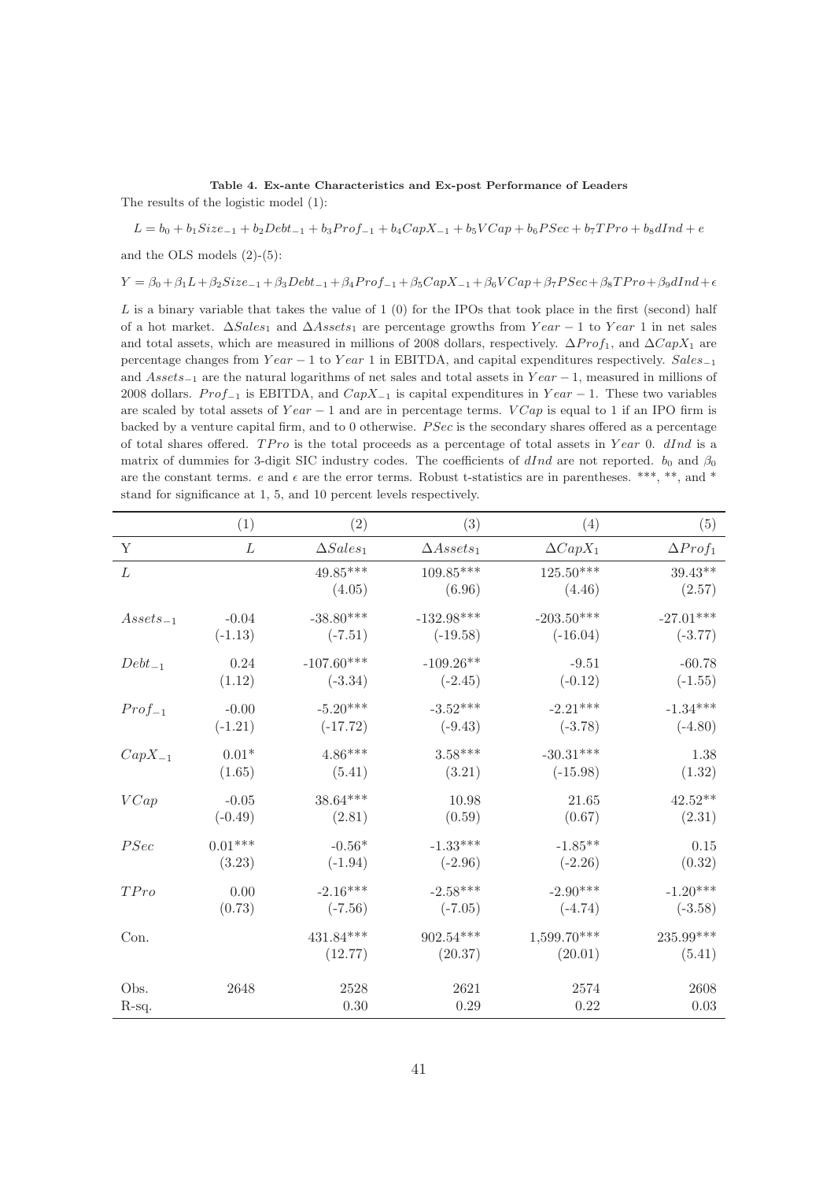**Table 4. Ex-ante Characteristics and Ex-post Performance of Leaders**

The results of the logistic model (1):

$$L = b_0 + b_1 Size_{-1} + b_2 Debt_{-1} + b_3 Prof_{-1} + b_4 CapX_{-1} + b_5 VCap + b_6 PSec + b_7 TPro + b_8 dInd + e$$

and the OLS models (2)-(5):

$$Y = \beta_0 + \beta_1 L + \beta_2 Size_{-1} + \beta_3 Debt_{-1} + \beta_4 Prof_{-1} + \beta_5 CapX_{-1} + \beta_6 VCap + \beta_7 PSec + \beta_8 TPro + \beta_9 dInd + \epsilon$$

$L$ is a binary variable that takes the value of 1 (0) for the IPOs that took place in the first (second) half of a hot market. $\Delta Sales_1$ and $\Delta Assets_1$ are percentage growths from $Year-1$ to $Year$ 1 in net sales and total assets, which are measured in millions of 2008 dollars, respectively. $\Delta Prof_1$, and $\Delta CapX_1$ are percentage changes from $Year-1$ to $Year$ 1 in EBITDA, and capital expenditures respectively. $Sales_{-1}$ and $Assets_{-1}$ are the natural logarithms of net sales and total assets in $Year-1$, measured in millions of 2008 dollars. $Prof_{-1}$ is EBITDA, and $CapX_{-1}$ is capital expenditures in $Year-1$. These two variables are scaled by total assets of $Year-1$ and are in percentage terms. $VCap$ is equal to 1 if an IPO firm is backed by a venture capital firm, and to 0 otherwise. $PSec$ is the secondary shares offered as a percentage of total shares offered. $TPro$ is the total proceeds as a percentage of total assets in $Year$ 0. $dInd$ is a matrix of dummies for 3-digit SIC industry codes. The coefficients of $dInd$ are not reported. $b_0$ and $\beta_0$ are the constant terms. $e$ and $\epsilon$ are the error terms. Robust t-statistics are in parentheses. \*\*\*, \*\*, and \* stand for significance at 1, 5, and 10 percent levels respectively.

| | (1) | (2) | (3) | (4) | (5) |
|---|---|---|---|---|---|
| Y | $L$ | $\Delta Sales_1$ | $\Delta Assets_1$ | $\Delta CapX_1$ | $\Delta Prof_1$ |
| $L$ | | 49.85*** | 109.85*** | 125.50*** | 39.43** |
| | | (4.05) | (6.96) | (4.46) | (2.57) |
| $Assets_{-1}$ | -0.04 | -38.80*** | -132.98*** | -203.50*** | -27.01*** |
| | (-1.13) | (-7.51) | (-19.58) | (-16.04) | (-3.77) |
| $Debt_{-1}$ | 0.24 | -107.60*** | -109.26** | -9.51 | -60.78 |
| | (1.12) | (-3.34) | (-2.45) | (-0.12) | (-1.55) |
| $Prof_{-1}$ | -0.00 | -5.20*** | -3.52*** | -2.21*** | -1.34*** |
| | (-1.21) | (-17.72) | (-9.43) | (-3.78) | (-4.80) |
| $CapX_{-1}$ | 0.01* | 4.86*** | 3.58*** | -30.31*** | 1.38 |
| | (1.65) | (5.41) | (3.21) | (-15.98) | (1.32) |
| $VCap$ | -0.05 | 38.64*** | 10.98 | 21.65 | 42.52** |
| | (-0.49) | (2.81) | (0.59) | (0.67) | (2.31) |
| $PSec$ | 0.01*** | -0.56* | -1.33*** | -1.85** | 0.15 |
| | (3.23) | (-1.94) | (-2.96) | (-2.26) | (0.32) |
| $TPro$ | 0.00 | -2.16*** | -2.58*** | -2.90*** | -1.20*** |
| | (0.73) | (-7.56) | (-7.05) | (-4.74) | (-3.58) |
| Con. | | 431.84*** | 902.54*** | 1,599.70*** | 235.99*** |
| | | (12.77) | (20.37) | (20.01) | (5.41) |
| Obs. | 2648 | 2528 | 2621 | 2574 | 2608 |
| R-sq. | | 0.30 | 0.29 | 0.22 | 0.03 |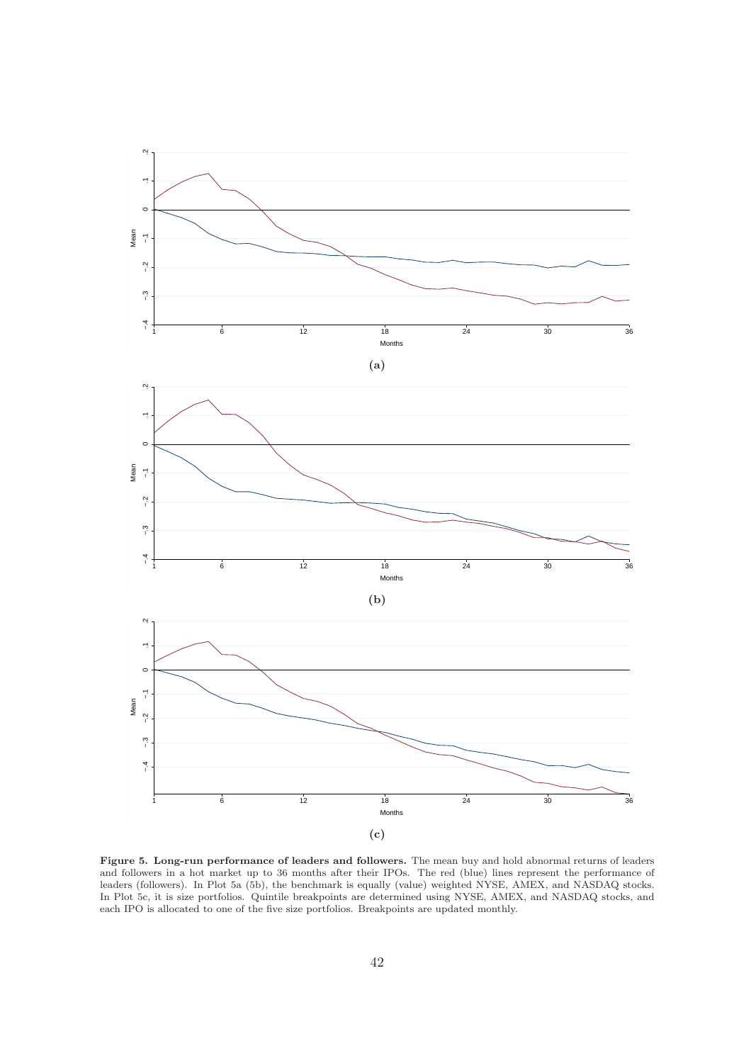(a)

(b)

(c)

**Figure 5. Long-run performance of leaders and followers.** The mean buy and hold abnormal returns of leaders and followers in a hot market up to 36 months after their IPOs. The red (blue) lines represent the performance of leaders (followers). In Plot 5a (5b), the benchmark is equally (value) weighted NYSE, AMEX, and NASDAQ stocks. In Plot 5c, it is size portfolios. Quintile breakpoints are determined using NYSE, AMEX, and NASDAQ stocks, and each IPO is allocated to one of the five size portfolios. Breakpoints are updated monthly.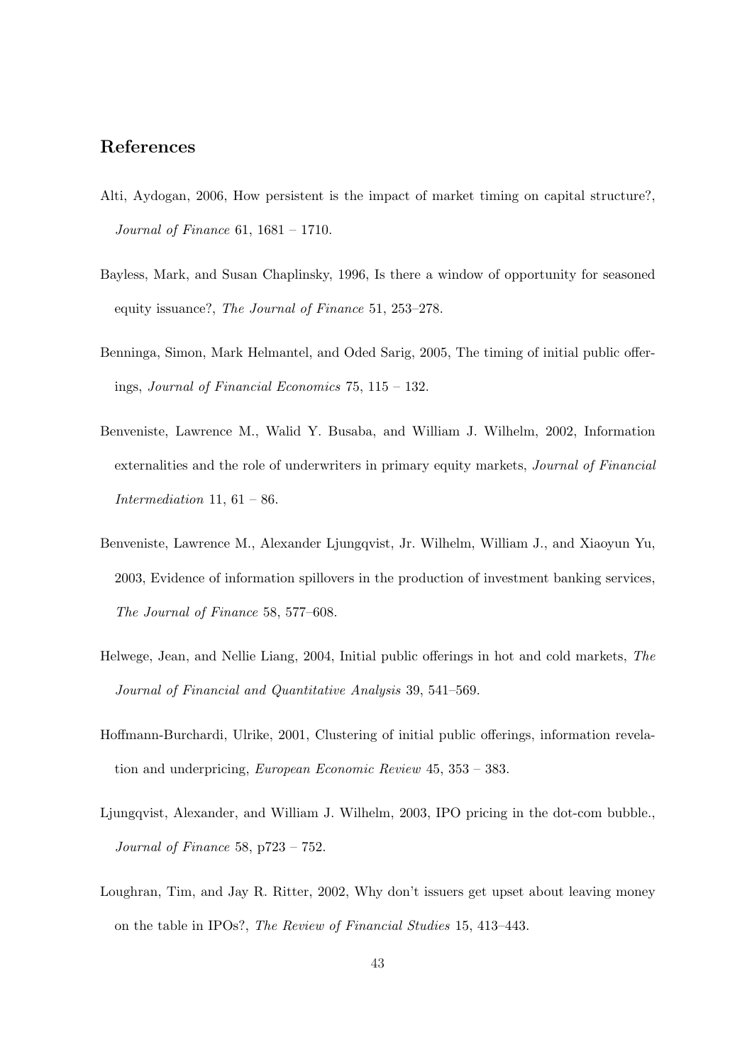## References

Alti, Aydogan, 2006, How persistent is the impact of market timing on capital structure?, *Journal of Finance* 61, 1681 – 1710.

Bayless, Mark, and Susan Chaplinsky, 1996, Is there a window of opportunity for seasoned equity issuance?, *The Journal of Finance* 51, 253–278.

Benninga, Simon, Mark Helmantel, and Oded Sarig, 2005, The timing of initial public offerings, *Journal of Financial Economics* 75, 115 – 132.

Benveniste, Lawrence M., Walid Y. Busaba, and William J. Wilhelm, 2002, Information externalities and the role of underwriters in primary equity markets, *Journal of Financial Intermediation* 11, 61 – 86.

Benveniste, Lawrence M., Alexander Ljungqvist, Jr. Wilhelm, William J., and Xiaoyun Yu, 2003, Evidence of information spillovers in the production of investment banking services, *The Journal of Finance* 58, 577–608.

Helwege, Jean, and Nellie Liang, 2004, Initial public offerings in hot and cold markets, *The Journal of Financial and Quantitative Analysis* 39, 541–569.

Hoffmann-Burchardi, Ulrike, 2001, Clustering of initial public offerings, information revelation and underpricing, *European Economic Review* 45, 353 – 383.

Ljungqvist, Alexander, and William J. Wilhelm, 2003, IPO pricing in the dot-com bubble., *Journal of Finance* 58, p723 – 752.

Loughran, Tim, and Jay R. Ritter, 2002, Why don't issuers get upset about leaving money on the table in IPOs?, *The Review of Financial Studies* 15, 413–443.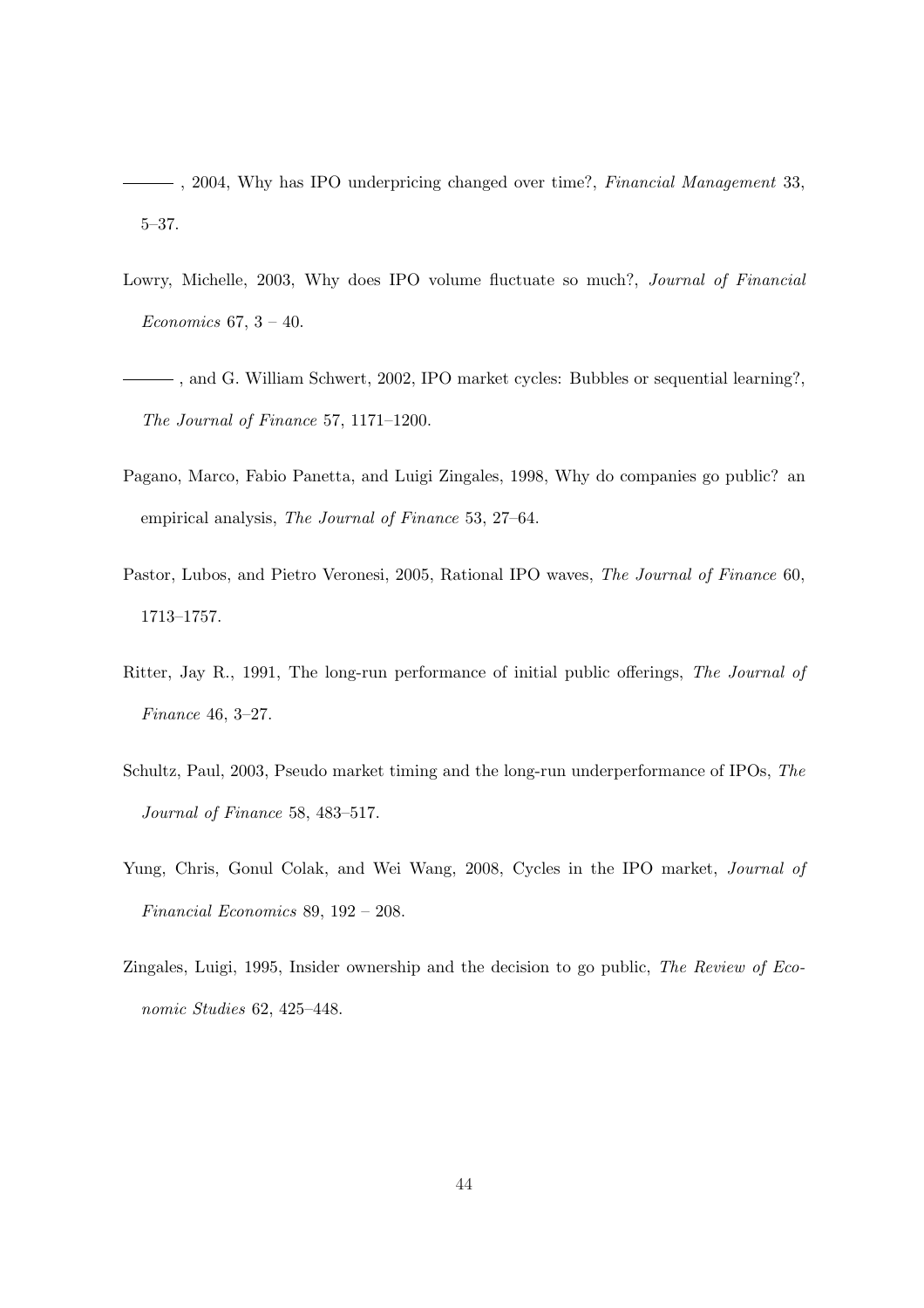———, 2004, Why has IPO underpricing changed over time?, *Financial Management* 33, 5–37.

Lowry, Michelle, 2003, Why does IPO volume fluctuate so much?, *Journal of Financial Economics* 67, 3 – 40.

———, and G. William Schwert, 2002, IPO market cycles: Bubbles or sequential learning?, *The Journal of Finance* 57, 1171–1200.

Pagano, Marco, Fabio Panetta, and Luigi Zingales, 1998, Why do companies go public? an empirical analysis, *The Journal of Finance* 53, 27–64.

Pastor, Lubos, and Pietro Veronesi, 2005, Rational IPO waves, *The Journal of Finance* 60, 1713–1757.

Ritter, Jay R., 1991, The long-run performance of initial public offerings, *The Journal of Finance* 46, 3–27.

Schultz, Paul, 2003, Pseudo market timing and the long-run underperformance of IPOs, *The Journal of Finance* 58, 483–517.

Yung, Chris, Gonul Colak, and Wei Wang, 2008, Cycles in the IPO market, *Journal of Financial Economics* 89, 192 – 208.

Zingales, Luigi, 1995, Insider ownership and the decision to go public, *The Review of Economic Studies* 62, 425–448.